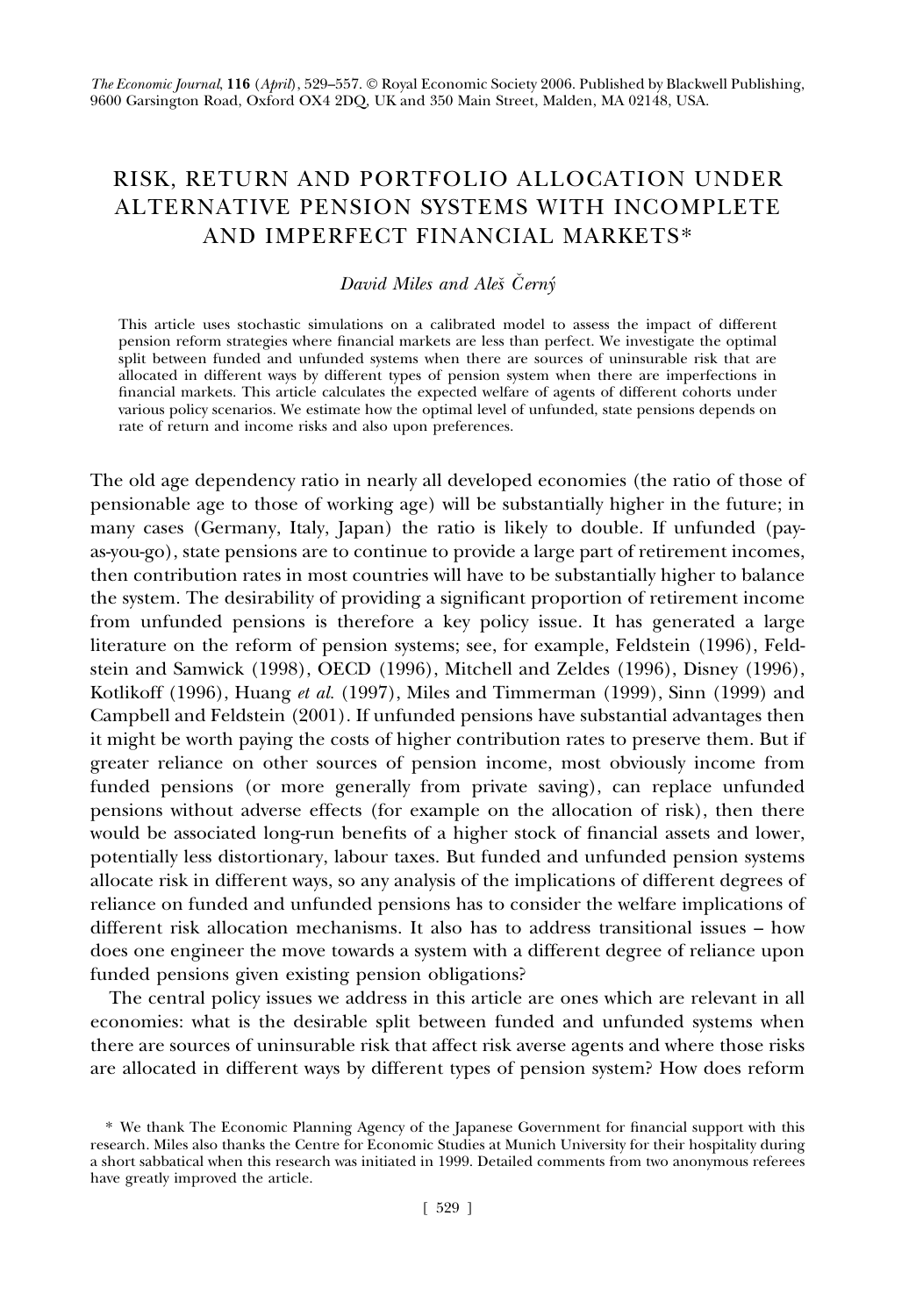# RISK, RETURN AND PORTFOLIO ALLOCATION UNDER ALTERNATIVE PENSION SYSTEMS WITH INCOMPLETE AND IMPERFECT FINANCIAL MARKETS*

*David Miles and Aleš Černý*

This article uses stochastic simulations on a calibrated model to assess the impact of different pension reform strategies where financial markets are less than perfect. We investigate the optimal split between funded and unfunded systems when there are sources of uninsurable risk that are allocated in different ways by different types of pension system when there are imperfections in financial markets. This article calculates the expected welfare of agents of different cohorts under various policy scenarios. We estimate how the optimal level of unfunded, state pensions depends on rate of return and income risks and also upon preferences.

The old age dependency ratio in nearly all developed economies (the ratio of those of pensionable age to those of working age) will be substantially higher in the future; in many cases (Germany, Italy, Japan) the ratio is likely to double. If unfunded (pay-as-you-go), state pensions are to continue to provide a large part of retirement incomes, then contribution rates in most countries will have to be substantially higher to balance the system. The desirability of providing a significant proportion of retirement income from unfunded pensions is therefore a key policy issue. It has generated a large literature on the reform of pension systems; see, for example, Feldstein (1996), Feldstein and Samwick (1998), OECD (1996), Mitchell and Zeldes (1996), Disney (1996), Kotlikoff (1996), Huang *et al.* (1997), Miles and Timmerman (1999), Sinn (1999) and Campbell and Feldstein (2001). If unfunded pensions have substantial advantages then it might be worth paying the costs of higher contribution rates to preserve them. But if greater reliance on other sources of pension income, most obviously income from funded pensions (or more generally from private saving), can replace unfunded pensions without adverse effects (for example on the allocation of risk), then there would be associated long-run benefits of a higher stock of financial assets and lower, potentially less distortionary, labour taxes. But funded and unfunded pension systems allocate risk in different ways, so any analysis of the implications of different degrees of reliance on funded and unfunded pensions has to consider the welfare implications of different risk allocation mechanisms. It also has to address transitional issues – how does one engineer the move towards a system with a different degree of reliance upon funded pensions given existing pension obligations?

The central policy issues we address in this article are ones which are relevant in all economies: what is the desirable split between funded and unfunded systems when there are sources of uninsurable risk that affect risk averse agents and where those risks are allocated in different ways by different types of pension system? How does reform

\* We thank The Economic Planning Agency of the Japanese Government for financial support with this research. Miles also thanks the Centre for Economic Studies at Munich University for their hospitality during a short sabbatical when this research was initiated in 1999. Detailed comments from two anonymous referees have greatly improved the article.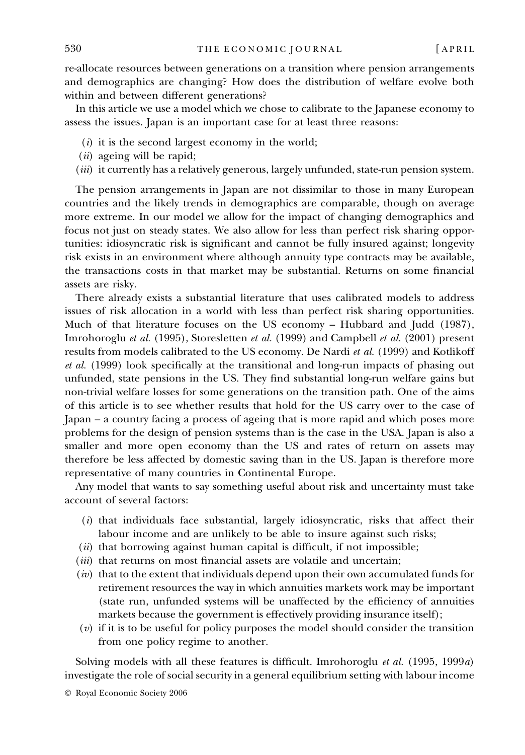re-allocate resources between generations on a transition where pension arrangements and demographics are changing? How does the distribution of welfare evolve both within and between different generations?

In this article we use a model which we chose to calibrate to the Japanese economy to assess the issues. Japan is an important case for at least three reasons:

(*i*) it is the second largest economy in the world;

(*ii*) ageing will be rapid;

(*iii*) it currently has a relatively generous, largely unfunded, state-run pension system.

The pension arrangements in Japan are not dissimilar to those in many European countries and the likely trends in demographics are comparable, though on average more extreme. In our model we allow for the impact of changing demographics and focus not just on steady states. We also allow for less than perfect risk sharing opportunities: idiosyncratic risk is significant and cannot be fully insured against; longevity risk exists in an environment where although annuity type contracts may be available, the transactions costs in that market may be substantial. Returns on some financial assets are risky.

There already exists a substantial literature that uses calibrated models to address issues of risk allocation in a world with less than perfect risk sharing opportunities. Much of that literature focuses on the US economy – Hubbard and Judd (1987), Imrohoroglu *et al.* (1995), Storesletten *et al.* (1999) and Campbell *et al.* (2001) present results from models calibrated to the US economy. De Nardi *et al.* (1999) and Kotlikoff *et al.* (1999) look specifically at the transitional and long-run impacts of phasing out unfunded, state pensions in the US. They find substantial long-run welfare gains but non-trivial welfare losses for some generations on the transition path. One of the aims of this article is to see whether results that hold for the US carry over to the case of Japan – a country facing a process of ageing that is more rapid and which poses more problems for the design of pension systems than is the case in the USA. Japan is also a smaller and more open economy than the US and rates of return on assets may therefore be less affected by domestic saving than in the US. Japan is therefore more representative of many countries in Continental Europe.

Any model that wants to say something useful about risk and uncertainty must take account of several factors:

(*i*) that individuals face substantial, largely idiosyncratic, risks that affect their labour income and are unlikely to be able to insure against such risks;

(*ii*) that borrowing against human capital is difficult, if not impossible;

(*iii*) that returns on most financial assets are volatile and uncertain;

(*iv*) that to the extent that individuals depend upon their own accumulated funds for retirement resources the way in which annuities markets work may be important (state run, unfunded systems will be unaffected by the efficiency of annuities markets because the government is effectively providing insurance itself);

(*v*) if it is to be useful for policy purposes the model should consider the transition from one policy regime to another.

Solving models with all these features is difficult. Imrohoroglu *et al.* (1995, 1999*a*) investigate the role of social security in a general equilibrium setting with labour income

© Royal Economic Society 2006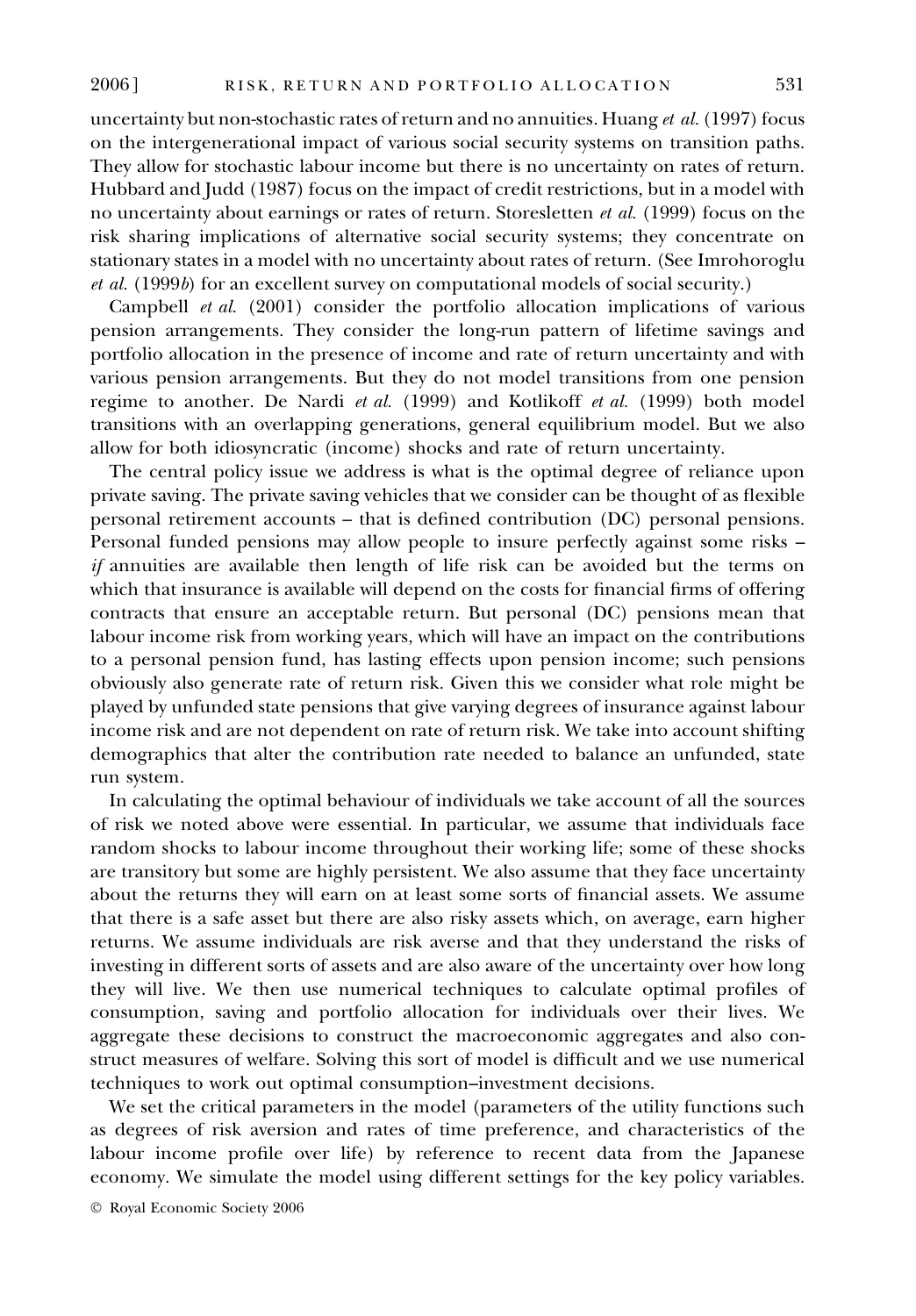uncertainty but non-stochastic rates of return and no annuities. Huang *et al.* (1997) focus on the intergenerational impact of various social security systems on transition paths. They allow for stochastic labour income but there is no uncertainty on rates of return. Hubbard and Judd (1987) focus on the impact of credit restrictions, but in a model with no uncertainty about earnings or rates of return. Storesletten *et al.* (1999) focus on the risk sharing implications of alternative social security systems; they concentrate on stationary states in a model with no uncertainty about rates of return. (See Imrohoroglu *et al.* (1999*b*) for an excellent survey on computational models of social security.)

Campbell *et al.* (2001) consider the portfolio allocation implications of various pension arrangements. They consider the long-run pattern of lifetime savings and portfolio allocation in the presence of income and rate of return uncertainty and with various pension arrangements. But they do not model transitions from one pension regime to another. De Nardi *et al.* (1999) and Kotlikoff *et al.* (1999) both model transitions with an overlapping generations, general equilibrium model. But we also allow for both idiosyncratic (income) shocks and rate of return uncertainty.

The central policy issue we address is what is the optimal degree of reliance upon private saving. The private saving vehicles that we consider can be thought of as flexible personal retirement accounts – that is defined contribution (DC) personal pensions. Personal funded pensions may allow people to insure perfectly against some risks – *if* annuities are available then length of life risk can be avoided but the terms on which that insurance is available will depend on the costs for financial firms of offering contracts that ensure an acceptable return. But personal (DC) pensions mean that labour income risk from working years, which will have an impact on the contributions to a personal pension fund, has lasting effects upon pension income; such pensions obviously also generate rate of return risk. Given this we consider what role might be played by unfunded state pensions that give varying degrees of insurance against labour income risk and are not dependent on rate of return risk. We take into account shifting demographics that alter the contribution rate needed to balance an unfunded, state run system.

In calculating the optimal behaviour of individuals we take account of all the sources of risk we noted above were essential. In particular, we assume that individuals face random shocks to labour income throughout their working life; some of these shocks are transitory but some are highly persistent. We also assume that they face uncertainty about the returns they will earn on at least some sorts of financial assets. We assume that there is a safe asset but there are also risky assets which, on average, earn higher returns. We assume individuals are risk averse and that they understand the risks of investing in different sorts of assets and are also aware of the uncertainty over how long they will live. We then use numerical techniques to calculate optimal profiles of consumption, saving and portfolio allocation for individuals over their lives. We aggregate these decisions to construct the macroeconomic aggregates and also construct measures of welfare. Solving this sort of model is difficult and we use numerical techniques to work out optimal consumption–investment decisions.

We set the critical parameters in the model (parameters of the utility functions such as degrees of risk aversion and rates of time preference, and characteristics of the labour income profile over life) by reference to recent data from the Japanese economy. We simulate the model using different settings for the key policy variables.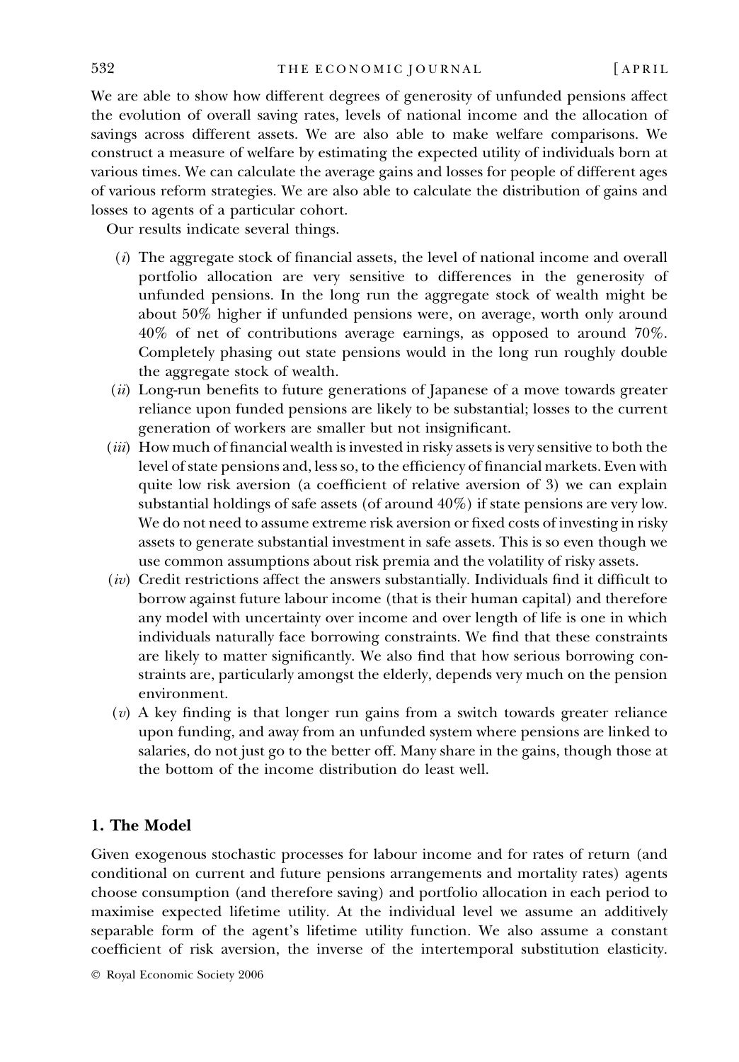We are able to show how different degrees of generosity of unfunded pensions affect the evolution of overall saving rates, levels of national income and the allocation of savings across different assets. We are also able to make welfare comparisons. We construct a measure of welfare by estimating the expected utility of individuals born at various times. We can calculate the average gains and losses for people of different ages of various reform strategies. We are also able to calculate the distribution of gains and losses to agents of a particular cohort.

Our results indicate several things.

(*i*) The aggregate stock of financial assets, the level of national income and overall portfolio allocation are very sensitive to differences in the generosity of unfunded pensions. In the long run the aggregate stock of wealth might be about 50% higher if unfunded pensions were, on average, worth only around 40% of net of contributions average earnings, as opposed to around 70%. Completely phasing out state pensions would in the long run roughly double the aggregate stock of wealth.

(*ii*) Long-run benefits to future generations of Japanese of a move towards greater reliance upon funded pensions are likely to be substantial; losses to the current generation of workers are smaller but not insignificant.

(*iii*) How much of financial wealth is invested in risky assets is very sensitive to both the level of state pensions and, less so, to the efficiency of financial markets. Even with quite low risk aversion (a coefficient of relative aversion of 3) we can explain substantial holdings of safe assets (of around 40%) if state pensions are very low. We do not need to assume extreme risk aversion or fixed costs of investing in risky assets to generate substantial investment in safe assets. This is so even though we use common assumptions about risk premia and the volatility of risky assets.

(*iv*) Credit restrictions affect the answers substantially. Individuals find it difficult to borrow against future labour income (that is their human capital) and therefore any model with uncertainty over income and over length of life is one in which individuals naturally face borrowing constraints. We find that these constraints are likely to matter significantly. We also find that how serious borrowing constraints are, particularly amongst the elderly, depends very much on the pension environment.

(*v*) A key finding is that longer run gains from a switch towards greater reliance upon funding, and away from an unfunded system where pensions are linked to salaries, do not just go to the better off. Many share in the gains, though those at the bottom of the income distribution do least well.

## 1. The Model

Given exogenous stochastic processes for labour income and for rates of return (and conditional on current and future pensions arrangements and mortality rates) agents choose consumption (and therefore saving) and portfolio allocation in each period to maximise expected lifetime utility. At the individual level we assume an additively separable form of the agent's lifetime utility function. We also assume a constant coefficient of risk aversion, the inverse of the intertemporal substitution elasticity.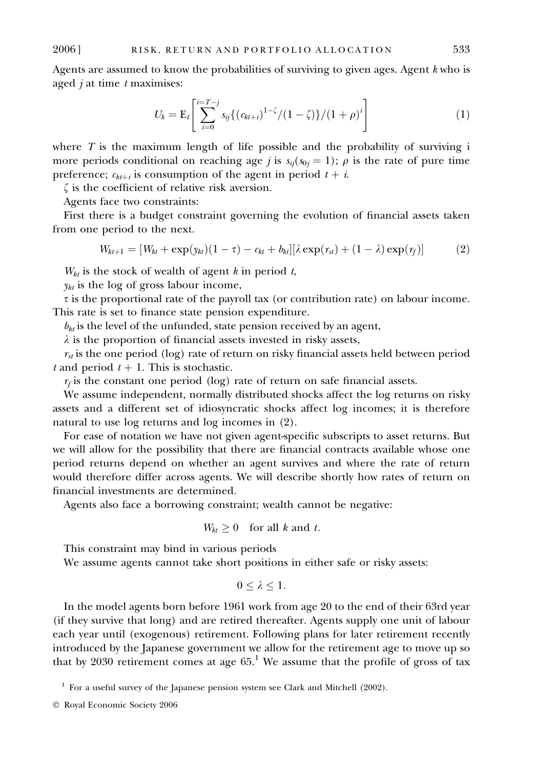Agents are assumed to know the probabilities of surviving to given ages. Agent $k$ who is aged $j$ at time $t$ maximises:

$$U_k = \mathrm{E}_t \left[ \sum_{i=0}^{i=T-j} s_{ij} \{ (c_{kt+i})^{1-\zeta} / (1-\zeta) \} / (1+\rho)^i \right] \quad (1)$$

where $T$ is the maximum length of life possible and the probability of surviving i more periods conditional on reaching age $j$ is $s_{ij} (s_{0j} = 1)$; $\rho$ is the rate of pure time preference; $c_{kt+i}$ is consumption of the agent in period $t + i$.

$\zeta$ is the coefficient of relative risk aversion.

Agents face two constraints:

First there is a budget constraint governing the evolution of financial assets taken from one period to the next.

$$W_{kt+1} = [W_{kt} + \exp(y_{kt})(1-\tau) - c_{kt} + b_{kt}][\lambda \exp(r_{st}) + (1-\lambda)\exp(r_f)] \quad (2)$$

$W_{kt}$ is the stock of wealth of agent $k$ in period $t$,

$y_{kt}$ is the log of gross labour income,

$\tau$ is the proportional rate of the payroll tax (or contribution rate) on labour income. This rate is set to finance state pension expenditure.

$b_{kt}$ is the level of the unfunded, state pension received by an agent,

$\lambda$ is the proportion of financial assets invested in risky assets,

$r_{st}$ is the one period (log) rate of return on risky financial assets held between period $t$ and period $t + 1$. This is stochastic.

$r_f$ is the constant one period (log) rate of return on safe financial assets.

We assume independent, normally distributed shocks affect the log returns on risky assets and a different set of idiosyncratic shocks affect log incomes; it is therefore natural to use log returns and log incomes in (2).

For ease of notation we have not given agent-specific subscripts to asset returns. But we will allow for the possibility that there are financial contracts available whose one period returns depend on whether an agent survives and where the rate of return would therefore differ across agents. We will describe shortly how rates of return on financial investments are determined.

Agents also face a borrowing constraint; wealth cannot be negative:

$$W_{kt} \geq 0 \quad \text{for all } k \text{ and } t.$$

This constraint may bind in various periods

We assume agents cannot take short positions in either safe or risky assets:

$$0 \leq \lambda \leq 1.$$

In the model agents born before 1961 work from age 20 to the end of their 63rd year (if they survive that long) and are retired thereafter. Agents supply one unit of labour each year until (exogenous) retirement. Following plans for later retirement recently introduced by the Japanese government we allow for the retirement age to move up so that by 2030 retirement comes at age 65.[1] We assume that the profile of gross of tax

[1] For a useful survey of the Japanese pension system see Clark and Mitchell (2002).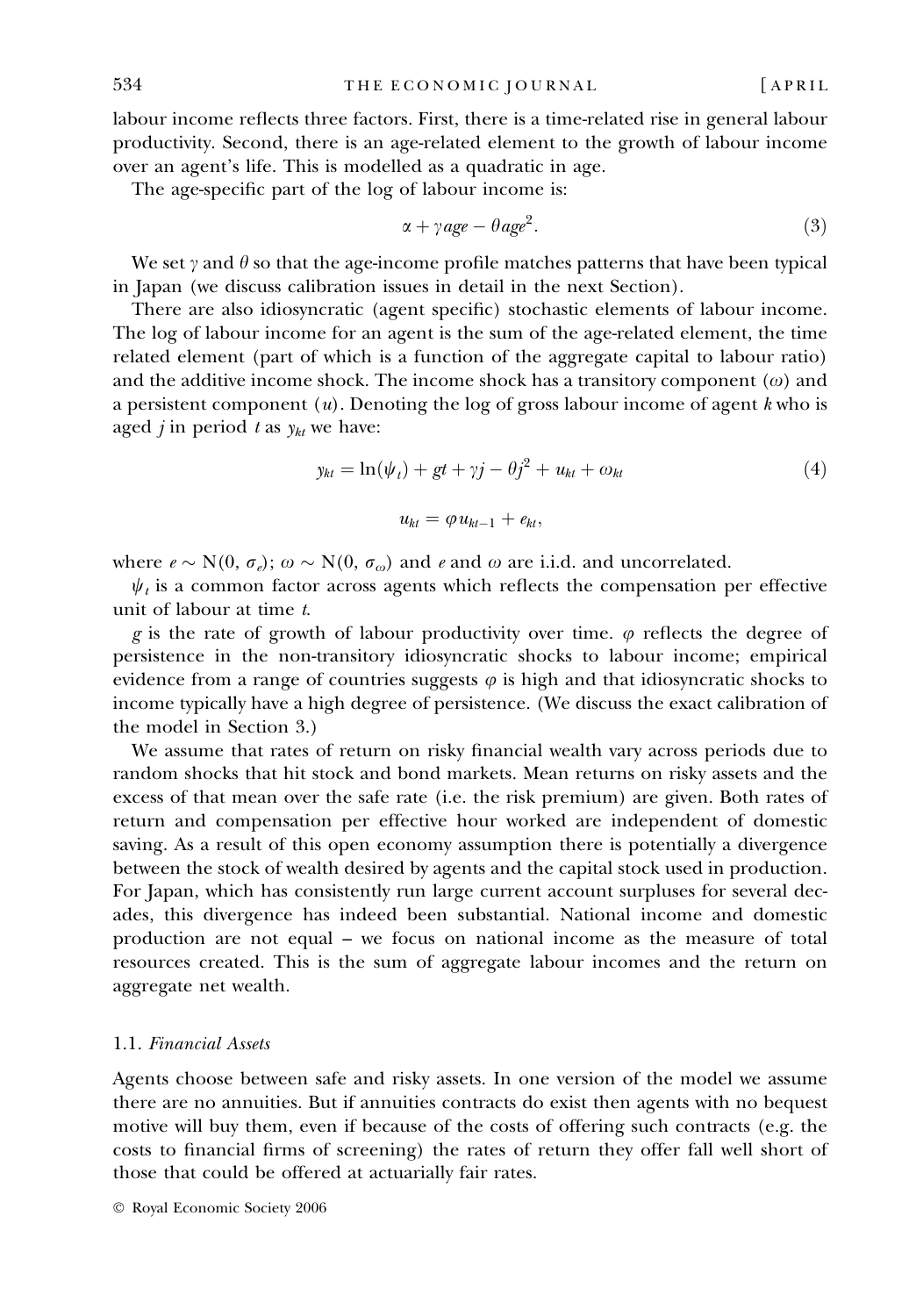labour income reflects three factors. First, there is a time-related rise in general labour productivity. Second, there is an age-related element to the growth of labour income over an agent's life. This is modelled as a quadratic in age.

The age-specific part of the log of labour income is:

$$\alpha + \gamma age - \theta age^2. \tag{3}$$

We set $\gamma$ and $\theta$ so that the age-income profile matches patterns that have been typical in Japan (we discuss calibration issues in detail in the next Section).

There are also idiosyncratic (agent specific) stochastic elements of labour income. The log of labour income for an agent is the sum of the age-related element, the time related element (part of which is a function of the aggregate capital to labour ratio) and the additive income shock. The income shock has a transitory component ($\omega$) and a persistent component ($u$). Denoting the log of gross labour income of agent $k$ who is aged $j$ in period $t$ as $y_{kt}$ we have:

$$y_{kt} = \ln(\psi_t) + gt + \gamma j - \theta j^2 + u_{kt} + \omega_{kt} \tag{4}$$

$$u_{kt} = \varphi u_{kt-1} + e_{kt},$$

where $e \sim \mathrm{N}(0, \sigma_e)$; $\omega \sim \mathrm{N}(0, \sigma_\omega)$ and $e$ and $\omega$ are i.i.d. and uncorrelated.

$\psi_t$ is a common factor across agents which reflects the compensation per effective unit of labour at time $t$.

$g$ is the rate of growth of labour productivity over time. $\varphi$ reflects the degree of persistence in the non-transitory idiosyncratic shocks to labour income; empirical evidence from a range of countries suggests $\varphi$ is high and that idiosyncratic shocks to income typically have a high degree of persistence. (We discuss the exact calibration of the model in Section 3.)

We assume that rates of return on risky financial wealth vary across periods due to random shocks that hit stock and bond markets. Mean returns on risky assets and the excess of that mean over the safe rate (i.e. the risk premium) are given. Both rates of return and compensation per effective hour worked are independent of domestic saving. As a result of this open economy assumption there is potentially a divergence between the stock of wealth desired by agents and the capital stock used in production. For Japan, which has consistently run large current account surpluses for several decades, this divergence has indeed been substantial. National income and domestic production are not equal – we focus on national income as the measure of total resources created. This is the sum of aggregate labour incomes and the return on aggregate net wealth.

### 1.1. *Financial Assets*

Agents choose between safe and risky assets. In one version of the model we assume there are no annuities. But if annuities contracts do exist then agents with no bequest motive will buy them, even if because of the costs of offering such contracts (e.g. the costs to financial firms of screening) the rates of return they offer fall well short of those that could be offered at actuarially fair rates.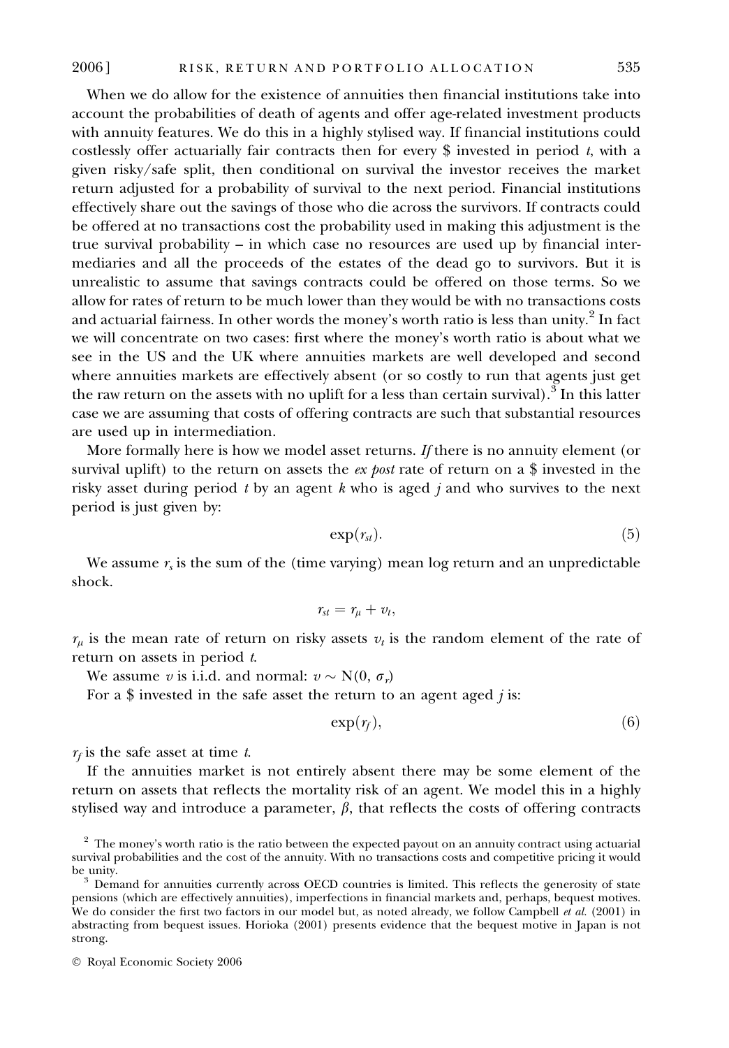When we do allow for the existence of annuities then financial institutions take into account the probabilities of death of agents and offer age-related investment products with annuity features. We do this in a highly stylised way. If financial institutions could costlessly offer actuarially fair contracts then for every \$ invested in period $t$, with a given risky/safe split, then conditional on survival the investor receives the market return adjusted for a probability of survival to the next period. Financial institutions effectively share out the savings of those who die across the survivors. If contracts could be offered at no transactions cost the probability used in making this adjustment is the true survival probability – in which case no resources are used up by financial intermediaries and all the proceeds of the estates of the dead go to survivors. But it is unrealistic to assume that savings contracts could be offered on those terms. So we allow for rates of return to be much lower than they would be with no transactions costs and actuarial fairness. In other words the money's worth ratio is less than unity.[2] In fact we will concentrate on two cases: first where the money's worth ratio is about what we see in the US and the UK where annuities markets are well developed and second where annuities markets are effectively absent (or so costly to run that agents just get the raw return on the assets with no uplift for a less than certain survival).[3] In this latter case we are assuming that costs of offering contracts are such that substantial resources are used up in intermediation.

More formally here is how we model asset returns. *If* there is no annuity element (or survival uplift) to the return on assets the *ex post* rate of return on a \$ invested in the risky asset during period $t$ by an agent $k$ who is aged $j$ and who survives to the next period is just given by:

$$\exp(r_{st}). \tag{5}$$

We assume $r_s$ is the sum of the (time varying) mean log return and an unpredictable shock.

$$r_{st} = r_\mu + v_t,$$

$r_\mu$ is the mean rate of return on risky assets $v_t$ is the random element of the rate of return on assets in period $t$.

We assume $v$ is i.i.d. and normal: $v \sim N(0, \sigma_r)$

For a \$ invested in the safe asset the return to an agent aged $j$ is:

$$\exp(r_f), \tag{6}$$

$r_f$ is the safe asset at time $t$.

If the annuities market is not entirely absent there may be some element of the return on assets that reflects the mortality risk of an agent. We model this in a highly stylised way and introduce a parameter, $\beta$, that reflects the costs of offering contracts

[2] The money's worth ratio is the ratio between the expected payout on an annuity contract using actuarial survival probabilities and the cost of the annuity. With no transactions costs and competitive pricing it would be unity.

[3] Demand for annuities currently across OECD countries is limited. This reflects the generosity of state pensions (which are effectively annuities), imperfections in financial markets and, perhaps, bequest motives. We do consider the first two factors in our model but, as noted already, we follow Campbell *et al.* (2001) in abstracting from bequest issues. Horioka (2001) presents evidence that the bequest motive in Japan is not strong.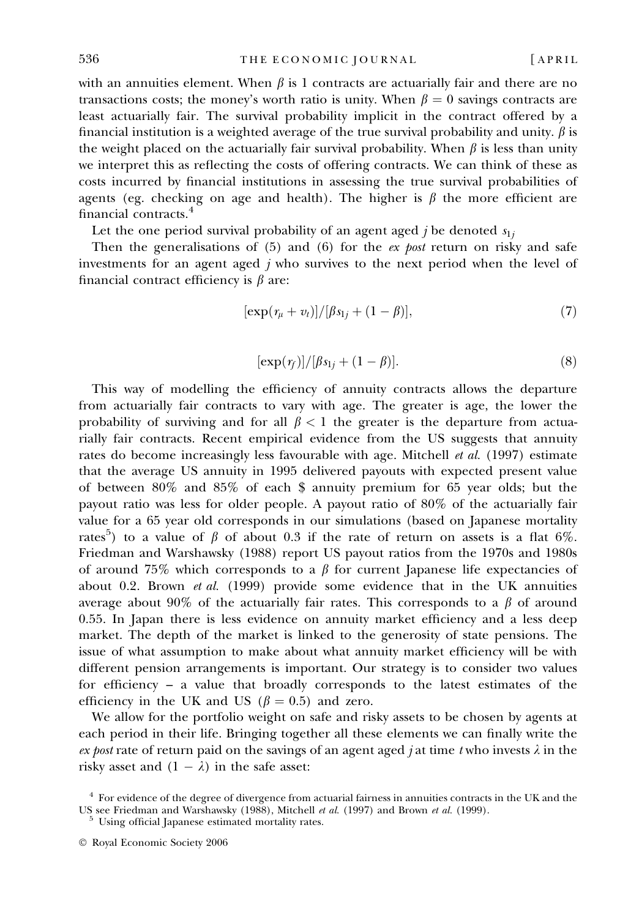with an annuities element. When $\beta$ is 1 contracts are actuarially fair and there are no transactions costs; the money's worth ratio is unity. When $\beta = 0$ savings contracts are least actuarially fair. The survival probability implicit in the contract offered by a financial institution is a weighted average of the true survival probability and unity. $\beta$ is the weight placed on the actuarially fair survival probability. When $\beta$ is less than unity we interpret this as reflecting the costs of offering contracts. We can think of these as costs incurred by financial institutions in assessing the true survival probabilities of agents (eg. checking on age and health). The higher is $\beta$ the more efficient are financial contracts.[4]

Let the one period survival probability of an agent aged $j$ be denoted $s_{1j}$

Then the generalisations of (5) and (6) for the *ex post* return on risky and safe investments for an agent aged $j$ who survives to the next period when the level of financial contract efficiency is $\beta$ are:

$$[\exp(r_\mu + v_t)]/[\beta s_{1j} + (1 - \beta)], \tag{7}$$

$$[\exp(r_f)]/[\beta s_{1j} + (1 - \beta)]. \tag{8}$$

This way of modelling the efficiency of annuity contracts allows the departure from actuarially fair contracts to vary with age. The greater is age, the lower the probability of surviving and for all $\beta < 1$ the greater is the departure from actuarially fair contracts. Recent empirical evidence from the US suggests that annuity rates do become increasingly less favourable with age. Mitchell *et al.* (1997) estimate that the average US annuity in 1995 delivered payouts with expected present value of between 80% and 85% of each \$ annuity premium for 65 year olds; but the payout ratio was less for older people. A payout ratio of 80% of the actuarially fair value for a 65 year old corresponds in our simulations (based on Japanese mortality rates[5]) to a value of $\beta$ of about 0.3 if the rate of return on assets is a flat 6%. Friedman and Warshawsky (1988) report US payout ratios from the 1970s and 1980s of around 75% which corresponds to a $\beta$ for current Japanese life expectancies of about 0.2. Brown *et al.* (1999) provide some evidence that in the UK annuities average about 90% of the actuarially fair rates. This corresponds to a $\beta$ of around 0.55. In Japan there is less evidence on annuity market efficiency and a less deep market. The depth of the market is linked to the generosity of state pensions. The issue of what assumption to make about what annuity market efficiency will be with different pension arrangements is important. Our strategy is to consider two values for efficiency – a value that broadly corresponds to the latest estimates of the efficiency in the UK and US ($\beta = 0.5$) and zero.

We allow for the portfolio weight on safe and risky assets to be chosen by agents at each period in their life. Bringing together all these elements we can finally write the *ex post* rate of return paid on the savings of an agent aged $j$ at time $t$ who invests $\lambda$ in the risky asset and $(1 - \lambda)$ in the safe asset:

[4] For evidence of the degree of divergence from actuarial fairness in annuities contracts in the UK and the US see Friedman and Warshawsky (1988), Mitchell *et al.* (1997) and Brown *et al.* (1999).

[5] Using official Japanese estimated mortality rates.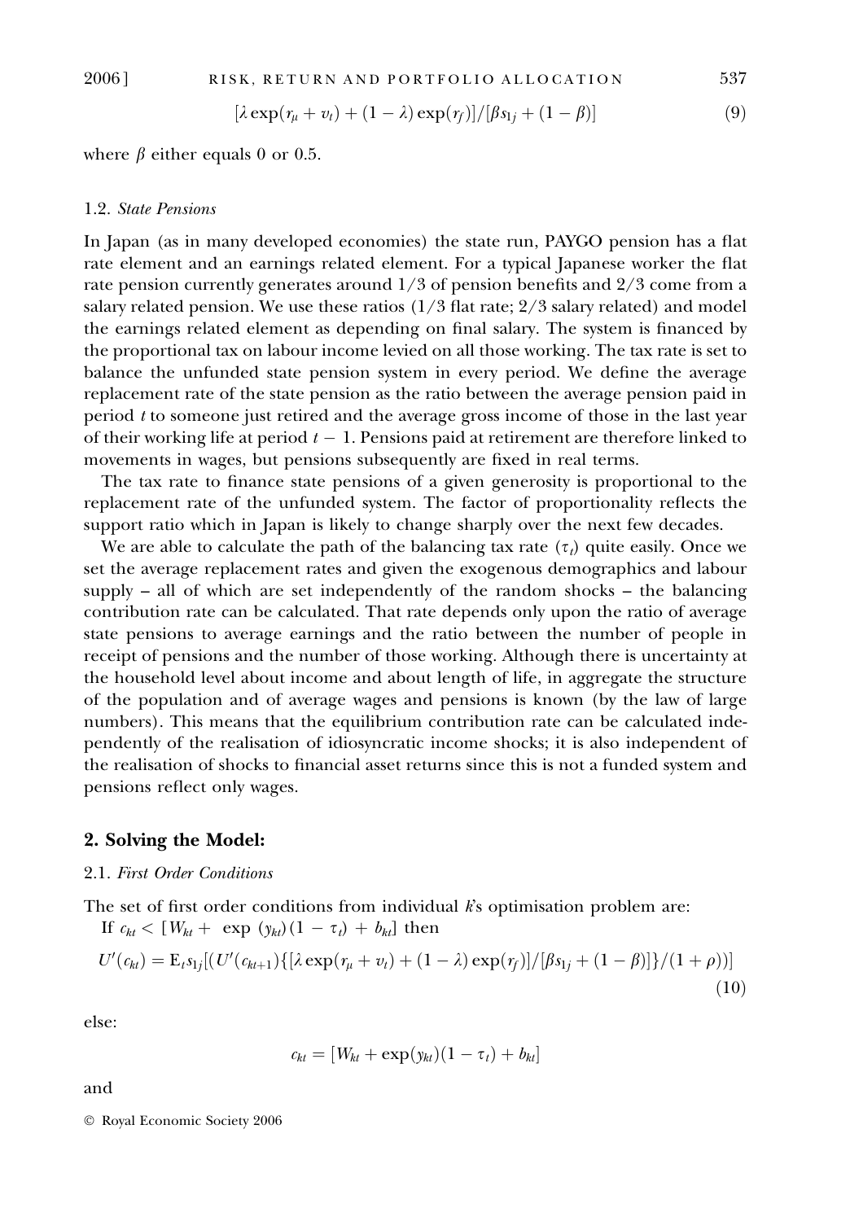$$[\lambda \exp(r_\mu + v_t) + (1 - \lambda) \exp(r_f)]/[\beta s_{1j} + (1 - \beta)] \tag{9}$$

where $\beta$ either equals 0 or 0.5.

### 1.2. *State Pensions*

In Japan (as in many developed economies) the state run, PAYGO pension has a flat rate element and an earnings related element. For a typical Japanese worker the flat rate pension currently generates around 1/3 of pension benefits and 2/3 come from a salary related pension. We use these ratios (1/3 flat rate; 2/3 salary related) and model the earnings related element as depending on final salary. The system is financed by the proportional tax on labour income levied on all those working. The tax rate is set to balance the unfunded state pension system in every period. We define the average replacement rate of the state pension as the ratio between the average pension paid in period $t$ to someone just retired and the average gross income of those in the last year of their working life at period $t - 1$. Pensions paid at retirement are therefore linked to movements in wages, but pensions subsequently are fixed in real terms.

The tax rate to finance state pensions of a given generosity is proportional to the replacement rate of the unfunded system. The factor of proportionality reflects the support ratio which in Japan is likely to change sharply over the next few decades.

We are able to calculate the path of the balancing tax rate ($\tau_t$) quite easily. Once we set the average replacement rates and given the exogenous demographics and labour supply – all of which are set independently of the random shocks – the balancing contribution rate can be calculated. That rate depends only upon the ratio of average state pensions to average earnings and the ratio between the number of people in receipt of pensions and the number of those working. Although there is uncertainty at the household level about income and about length of life, in aggregate the structure of the population and of average wages and pensions is known (by the law of large numbers). This means that the equilibrium contribution rate can be calculated independently of the realisation of idiosyncratic income shocks; it is also independent of the realisation of shocks to financial asset returns since this is not a funded system and pensions reflect only wages.

## 2. Solving the Model:

### 2.1. *First Order Conditions*

The set of first order conditions from individual $k$'s optimisation problem are:

If $c_{kt} < [W_{kt} + \exp(y_{kt})(1 - \tau_t) + b_{kt}]$ then

$$U'(c_{kt}) = \mathrm{E}_t s_{1j}[(U'(c_{kt+1})\{[\lambda \exp(r_\mu + v_t) + (1 - \lambda) \exp(r_f)]/[\beta s_{1j} + (1 - \beta)]\}/(1 + \rho))] \tag{10}$$

else:

$$c_{kt} = [W_{kt} + \exp(y_{kt})(1 - \tau_t) + b_{kt}]$$

and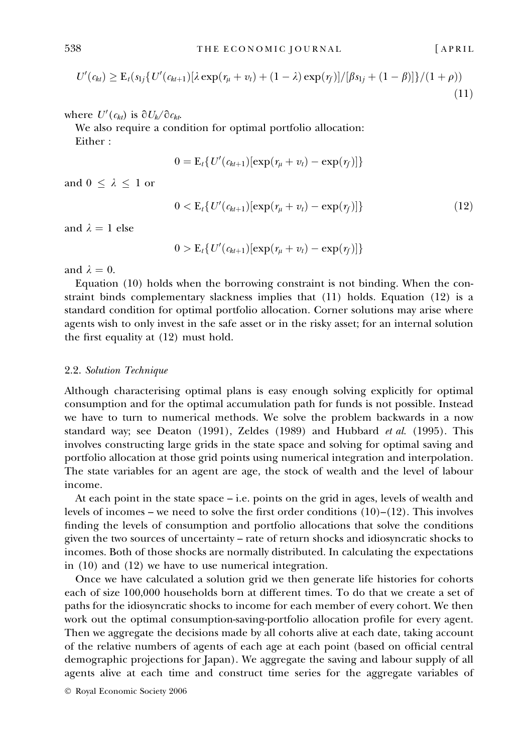$$U'(c_{kt}) \geq E_t(s_{1j}\{U'(c_{kt+1})[\lambda \exp(r_\mu + v_t) + (1-\lambda)\exp(r_f)]/[\beta s_{1j} + (1-\beta)]\}/(1+\rho)) \tag{11}$$

where $U'(c_{kt})$ is $\partial U_k / \partial c_{kt}$.

We also require a condition for optimal portfolio allocation:

Either :

$$0 = E_t\{U'(c_{kt+1})[\exp(r_\mu + v_t) - \exp(r_f)]\}$$

and $0 \leq \lambda \leq 1$ or

$$0 < E_t\{U'(c_{kt+1})[\exp(r_\mu + v_t) - \exp(r_f)]\} \tag{12}$$

and $\lambda = 1$ else

$$0 > E_t\{U'(c_{kt+1})[\exp(r_\mu + v_t) - \exp(r_f)]\}$$

and $\lambda = 0$.

Equation (10) holds when the borrowing constraint is not binding. When the constraint binds complementary slackness implies that (11) holds. Equation (12) is a standard condition for optimal portfolio allocation. Corner solutions may arise where agents wish to only invest in the safe asset or in the risky asset; for an internal solution the first equality at (12) must hold.

### 2.2. *Solution Technique*

Although characterising optimal plans is easy enough solving explicitly for optimal consumption and for the optimal accumulation path for funds is not possible. Instead we have to turn to numerical methods. We solve the problem backwards in a now standard way; see Deaton (1991), Zeldes (1989) and Hubbard *et al.* (1995). This involves constructing large grids in the state space and solving for optimal saving and portfolio allocation at those grid points using numerical integration and interpolation. The state variables for an agent are age, the stock of wealth and the level of labour income.

At each point in the state space – i.e. points on the grid in ages, levels of wealth and levels of incomes – we need to solve the first order conditions (10)–(12). This involves finding the levels of consumption and portfolio allocations that solve the conditions given the two sources of uncertainty – rate of return shocks and idiosyncratic shocks to incomes. Both of those shocks are normally distributed. In calculating the expectations in (10) and (12) we have to use numerical integration.

Once we have calculated a solution grid we then generate life histories for cohorts each of size 100,000 households born at different times. To do that we create a set of paths for the idiosyncratic shocks to income for each member of every cohort. We then work out the optimal consumption-saving-portfolio allocation profile for every agent. Then we aggregate the decisions made by all cohorts alive at each date, taking account of the relative numbers of agents of each age at each point (based on official central demographic projections for Japan). We aggregate the saving and labour supply of all agents alive at each time and construct time series for the aggregate variables of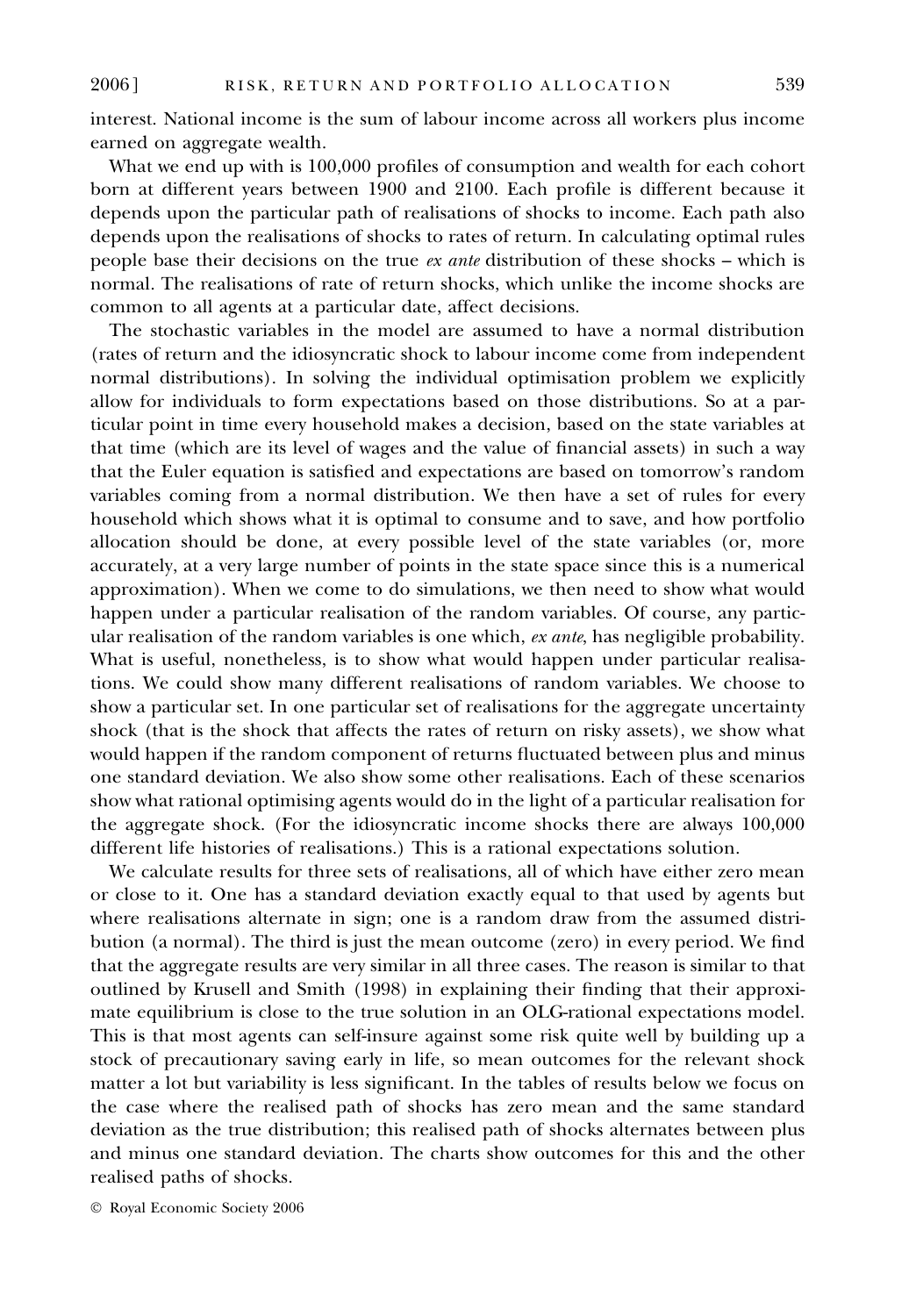interest. National income is the sum of labour income across all workers plus income earned on aggregate wealth.

What we end up with is 100,000 profiles of consumption and wealth for each cohort born at different years between 1900 and 2100. Each profile is different because it depends upon the particular path of realisations of shocks to income. Each path also depends upon the realisations of shocks to rates of return. In calculating optimal rules people base their decisions on the true *ex ante* distribution of these shocks – which is normal. The realisations of rate of return shocks, which unlike the income shocks are common to all agents at a particular date, affect decisions.

The stochastic variables in the model are assumed to have a normal distribution (rates of return and the idiosyncratic shock to labour income come from independent normal distributions). In solving the individual optimisation problem we explicitly allow for individuals to form expectations based on those distributions. So at a particular point in time every household makes a decision, based on the state variables at that time (which are its level of wages and the value of financial assets) in such a way that the Euler equation is satisfied and expectations are based on tomorrow's random variables coming from a normal distribution. We then have a set of rules for every household which shows what it is optimal to consume and to save, and how portfolio allocation should be done, at every possible level of the state variables (or, more accurately, at a very large number of points in the state space since this is a numerical approximation). When we come to do simulations, we then need to show what would happen under a particular realisation of the random variables. Of course, any particular realisation of the random variables is one which, *ex ante*, has negligible probability. What is useful, nonetheless, is to show what would happen under particular realisations. We could show many different realisations of random variables. We choose to show a particular set. In one particular set of realisations for the aggregate uncertainty shock (that is the shock that affects the rates of return on risky assets), we show what would happen if the random component of returns fluctuated between plus and minus one standard deviation. We also show some other realisations. Each of these scenarios show what rational optimising agents would do in the light of a particular realisation for the aggregate shock. (For the idiosyncratic income shocks there are always 100,000 different life histories of realisations.) This is a rational expectations solution.

We calculate results for three sets of realisations, all of which have either zero mean or close to it. One has a standard deviation exactly equal to that used by agents but where realisations alternate in sign; one is a random draw from the assumed distribution (a normal). The third is just the mean outcome (zero) in every period. We find that the aggregate results are very similar in all three cases. The reason is similar to that outlined by Krusell and Smith (1998) in explaining their finding that their approximate equilibrium is close to the true solution in an OLG-rational expectations model. This is that most agents can self-insure against some risk quite well by building up a stock of precautionary saving early in life, so mean outcomes for the relevant shock matter a lot but variability is less significant. In the tables of results below we focus on the case where the realised path of shocks has zero mean and the same standard deviation as the true distribution; this realised path of shocks alternates between plus and minus one standard deviation. The charts show outcomes for this and the other realised paths of shocks.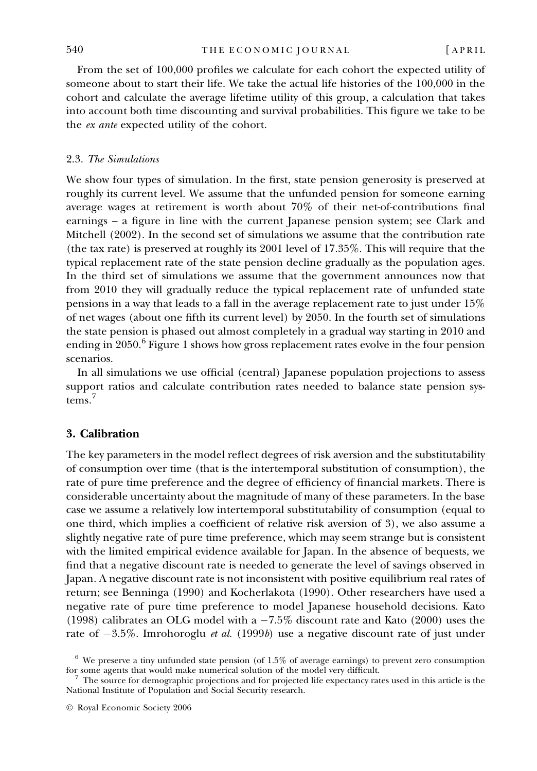From the set of 100,000 profiles we calculate for each cohort the expected utility of someone about to start their life. We take the actual life histories of the 100,000 in the cohort and calculate the average lifetime utility of this group, a calculation that takes into account both time discounting and survival probabilities. This figure we take to be the *ex ante* expected utility of the cohort.

### 2.3. *The Simulations*

We show four types of simulation. In the first, state pension generosity is preserved at roughly its current level. We assume that the unfunded pension for someone earning average wages at retirement is worth about 70% of their net-of-contributions final earnings – a figure in line with the current Japanese pension system; see Clark and Mitchell (2002). In the second set of simulations we assume that the contribution rate (the tax rate) is preserved at roughly its 2001 level of 17.35%. This will require that the typical replacement rate of the state pension decline gradually as the population ages. In the third set of simulations we assume that the government announces now that from 2010 they will gradually reduce the typical replacement rate of unfunded state pensions in a way that leads to a fall in the average replacement rate to just under 15% of net wages (about one fifth its current level) by 2050. In the fourth set of simulations the state pension is phased out almost completely in a gradual way starting in 2010 and ending in 2050.[6] Figure 1 shows how gross replacement rates evolve in the four pension scenarios.

In all simulations we use official (central) Japanese population projections to assess support ratios and calculate contribution rates needed to balance state pension systems.[7]

## 3. Calibration

The key parameters in the model reflect degrees of risk aversion and the substitutability of consumption over time (that is the intertemporal substitution of consumption), the rate of pure time preference and the degree of efficiency of financial markets. There is considerable uncertainty about the magnitude of many of these parameters. In the base case we assume a relatively low intertemporal substitutability of consumption (equal to one third, which implies a coefficient of relative risk aversion of 3), we also assume a slightly negative rate of pure time preference, which may seem strange but is consistent with the limited empirical evidence available for Japan. In the absence of bequests, we find that a negative discount rate is needed to generate the level of savings observed in Japan. A negative discount rate is not inconsistent with positive equilibrium real rates of return; see Benninga (1990) and Kocherlakota (1990). Other researchers have used a negative rate of pure time preference to model Japanese household decisions. Kato (1998) calibrates an OLG model with a −7.5% discount rate and Kato (2000) uses the rate of −3.5%. Imrohoroglu *et al.* (1999*b*) use a negative discount rate of just under

[6] We preserve a tiny unfunded state pension (of 1.5% of average earnings) to prevent zero consumption for some agents that would make numerical solution of the model very difficult.

[7] The source for demographic projections and for projected life expectancy rates used in this article is the National Institute of Population and Social Security research.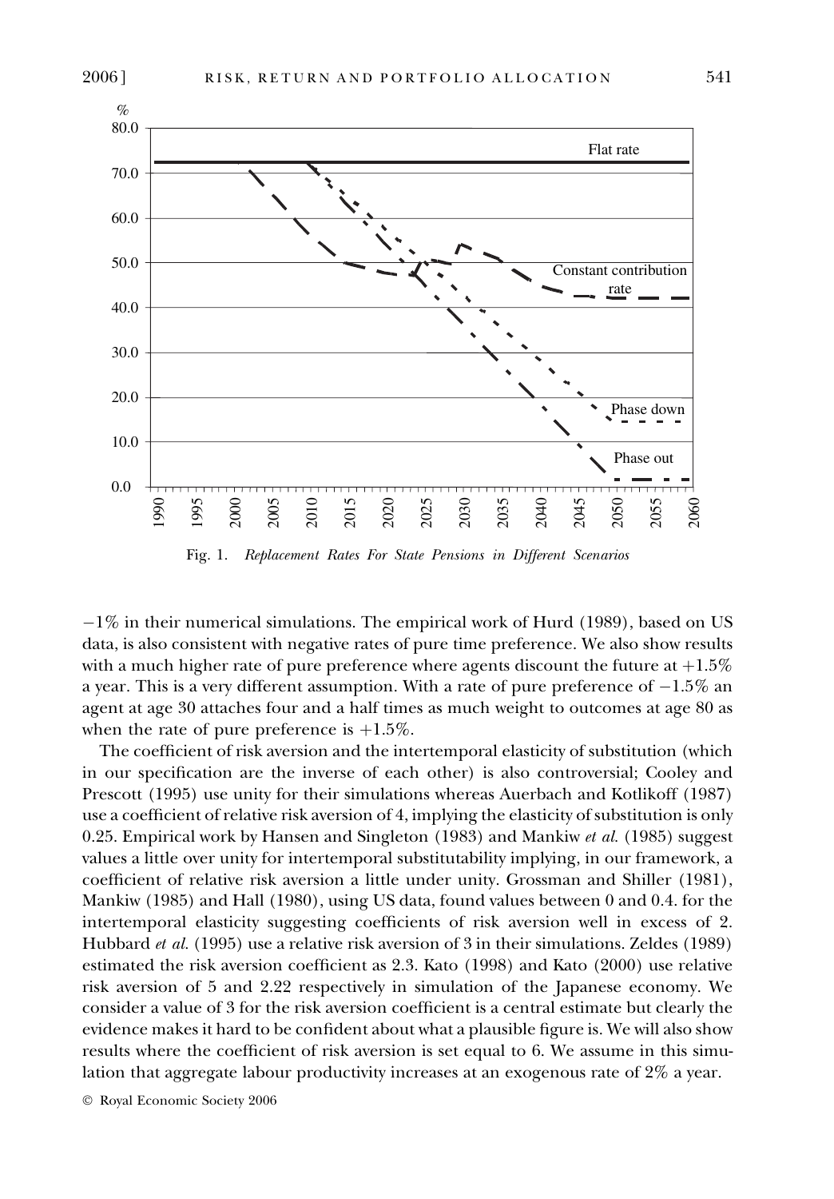Fig. 1. *Replacement Rates For State Pensions in Different Scenarios*

$-1\%$ in their numerical simulations. The empirical work of Hurd (1989), based on US data, is also consistent with negative rates of pure time preference. We also show results with a much higher rate of pure preference where agents discount the future at $+1.5\%$ a year. This is a very different assumption. With a rate of pure preference of $-1.5\%$ an agent at age 30 attaches four and a half times as much weight to outcomes at age 80 as when the rate of pure preference is $+1.5\%$.

The coefficient of risk aversion and the intertemporal elasticity of substitution (which in our specification are the inverse of each other) is also controversial; Cooley and Prescott (1995) use unity for their simulations whereas Auerbach and Kotlikoff (1987) use a coefficient of relative risk aversion of 4, implying the elasticity of substitution is only 0.25. Empirical work by Hansen and Singleton (1983) and Mankiw *et al.* (1985) suggest values a little over unity for intertemporal substitutability implying, in our framework, a coefficient of relative risk aversion a little under unity. Grossman and Shiller (1981), Mankiw (1985) and Hall (1980), using US data, found values between 0 and 0.4. for the intertemporal elasticity suggesting coefficients of risk aversion well in excess of 2. Hubbard *et al.* (1995) use a relative risk aversion of 3 in their simulations. Zeldes (1989) estimated the risk aversion coefficient as 2.3. Kato (1998) and Kato (2000) use relative risk aversion of 5 and 2.22 respectively in simulation of the Japanese economy. We consider a value of 3 for the risk aversion coefficient is a central estimate but clearly the evidence makes it hard to be confident about what a plausible figure is. We will also show results where the coefficient of risk aversion is set equal to 6. We assume in this simulation that aggregate labour productivity increases at an exogenous rate of 2% a year.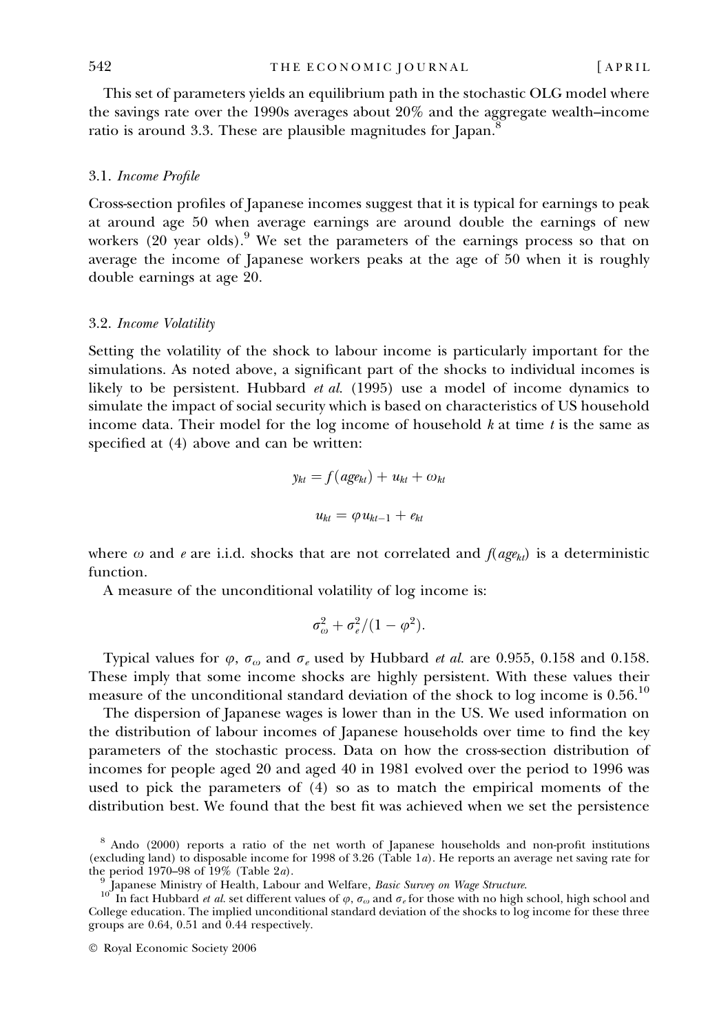This set of parameters yields an equilibrium path in the stochastic OLG model where the savings rate over the 1990s averages about 20% and the aggregate wealth–income ratio is around 3.3. These are plausible magnitudes for Japan.[8]

### 3.1. *Income Profile*

Cross-section profiles of Japanese incomes suggest that it is typical for earnings to peak at around age 50 when average earnings are around double the earnings of new workers (20 year olds).[9] We set the parameters of the earnings process so that on average the income of Japanese workers peaks at the age of 50 when it is roughly double earnings at age 20.

### 3.2. *Income Volatility*

Setting the volatility of the shock to labour income is particularly important for the simulations. As noted above, a significant part of the shocks to individual incomes is likely to be persistent. Hubbard *et al.* (1995) use a model of income dynamics to simulate the impact of social security which is based on characteristics of US household income data. Their model for the log income of household $k$ at time $t$ is the same as specified at (4) above and can be written:

$$y_{kt} = f(age_{kt}) + u_{kt} + \omega_{kt}$$

$$u_{kt} = \varphi u_{kt-1} + e_{kt}$$

where $\omega$ and $e$ are i.i.d. shocks that are not correlated and $f(age_{kt})$ is a deterministic function.

A measure of the unconditional volatility of log income is:

$$\sigma_{\omega}^{2} + \sigma_{e}^{2}/(1 - \varphi^{2}).$$

Typical values for $\varphi$, $\sigma_{\omega}$ and $\sigma_{e}$ used by Hubbard *et al.* are 0.955, 0.158 and 0.158. These imply that some income shocks are highly persistent. With these values their measure of the unconditional standard deviation of the shock to log income is 0.56.[10]

The dispersion of Japanese wages is lower than in the US. We used information on the distribution of labour incomes of Japanese households over time to find the key parameters of the stochastic process. Data on how the cross-section distribution of incomes for people aged 20 and aged 40 in 1981 evolved over the period to 1996 was used to pick the parameters of (4) so as to match the empirical moments of the distribution best. We found that the best fit was achieved when we set the persistence

[8] Ando (2000) reports a ratio of the net worth of Japanese households and non-profit institutions (excluding land) to disposable income for 1998 of 3.26 (Table 1*a*). He reports an average net saving rate for the period 1970–98 of 19% (Table 2*a*).

[9] Japanese Ministry of Health, Labour and Welfare, *Basic Survey on Wage Structure*.

[10] In fact Hubbard *et al.* set different values of $\varphi$, $\sigma_{\omega}$ and $\sigma_{e}$ for those with no high school, high school and College education. The implied unconditional standard deviation of the shocks to log income for these three groups are 0.64, 0.51 and 0.44 respectively.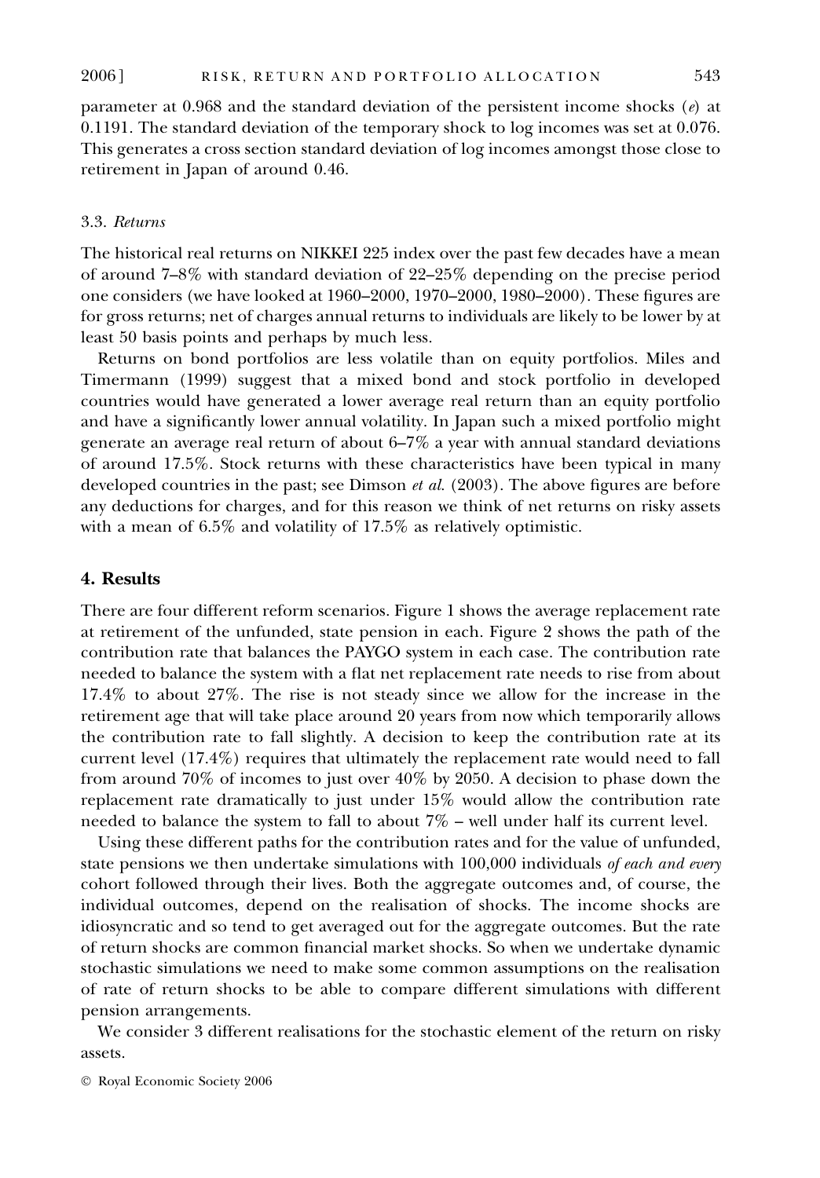parameter at 0.968 and the standard deviation of the persistent income shocks ($e$) at 0.1191. The standard deviation of the temporary shock to log incomes was set at 0.076. This generates a cross section standard deviation of log incomes amongst those close to retirement in Japan of around 0.46.

### 3.3. *Returns*

The historical real returns on NIKKEI 225 index over the past few decades have a mean of around 7–8% with standard deviation of 22–25% depending on the precise period one considers (we have looked at 1960–2000, 1970–2000, 1980–2000). These figures are for gross returns; net of charges annual returns to individuals are likely to be lower by at least 50 basis points and perhaps by much less.

Returns on bond portfolios are less volatile than on equity portfolios. Miles and Timermann (1999) suggest that a mixed bond and stock portfolio in developed countries would have generated a lower average real return than an equity portfolio and have a significantly lower annual volatility. In Japan such a mixed portfolio might generate an average real return of about 6–7% a year with annual standard deviations of around 17.5%. Stock returns with these characteristics have been typical in many developed countries in the past; see Dimson *et al.* (2003). The above figures are before any deductions for charges, and for this reason we think of net returns on risky assets with a mean of 6.5% and volatility of 17.5% as relatively optimistic.

## 4. Results

There are four different reform scenarios. Figure 1 shows the average replacement rate at retirement of the unfunded, state pension in each. Figure 2 shows the path of the contribution rate that balances the PAYGO system in each case. The contribution rate needed to balance the system with a flat net replacement rate needs to rise from about 17.4% to about 27%. The rise is not steady since we allow for the increase in the retirement age that will take place around 20 years from now which temporarily allows the contribution rate to fall slightly. A decision to keep the contribution rate at its current level (17.4%) requires that ultimately the replacement rate would need to fall from around 70% of incomes to just over 40% by 2050. A decision to phase down the replacement rate dramatically to just under 15% would allow the contribution rate needed to balance the system to fall to about 7% – well under half its current level.

Using these different paths for the contribution rates and for the value of unfunded, state pensions we then undertake simulations with 100,000 individuals *of each and every* cohort followed through their lives. Both the aggregate outcomes and, of course, the individual outcomes, depend on the realisation of shocks. The income shocks are idiosyncratic and so tend to get averaged out for the aggregate outcomes. But the rate of return shocks are common financial market shocks. So when we undertake dynamic stochastic simulations we need to make some common assumptions on the realisation of rate of return shocks to be able to compare different simulations with different pension arrangements.

We consider 3 different realisations for the stochastic element of the return on risky assets.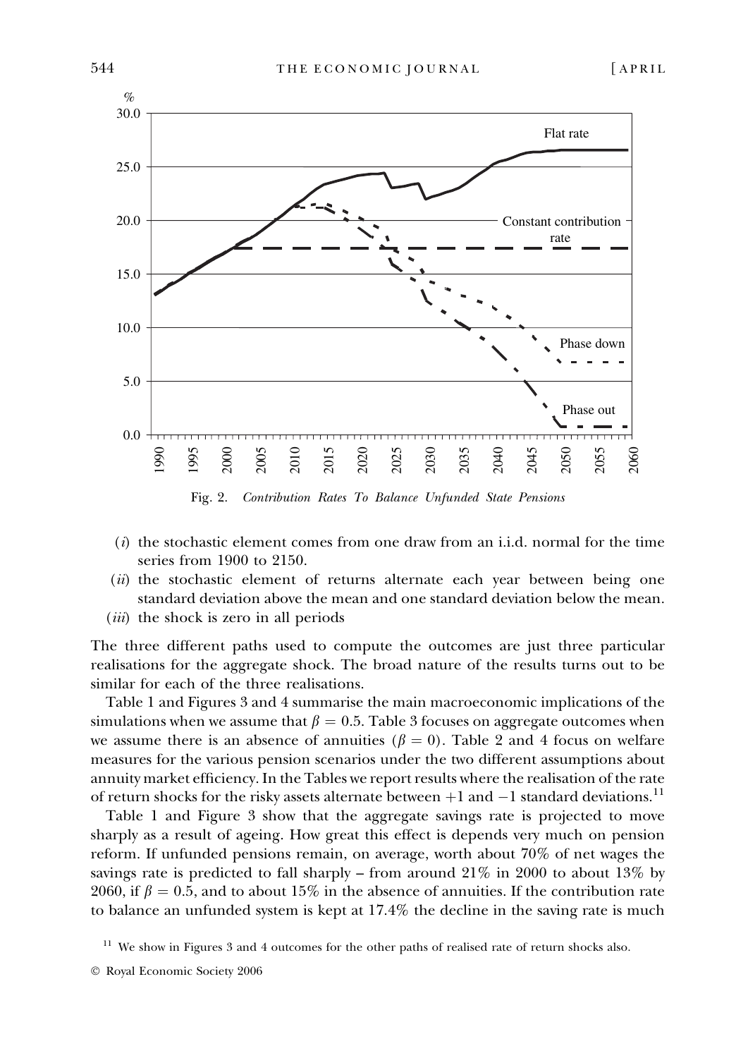Fig. 2. *Contribution Rates To Balance Unfunded State Pensions*

(*i*) the stochastic element comes from one draw from an i.i.d. normal for the time series from 1900 to 2150.

(*ii*) the stochastic element of returns alternate each year between being one standard deviation above the mean and one standard deviation below the mean.

(*iii*) the shock is zero in all periods

The three different paths used to compute the outcomes are just three particular realisations for the aggregate shock. The broad nature of the results turns out to be similar for each of the three realisations.

Table 1 and Figures 3 and 4 summarise the main macroeconomic implications of the simulations when we assume that $\beta = 0.5$. Table 3 focuses on aggregate outcomes when we assume there is an absence of annuities ($\beta = 0$). Table 2 and 4 focus on welfare measures for the various pension scenarios under the two different assumptions about annuity market efficiency. In the Tables we report results where the realisation of the rate of return shocks for the risky assets alternate between +1 and −1 standard deviations.[11]

Table 1 and Figure 3 show that the aggregate savings rate is projected to move sharply as a result of ageing. How great this effect is depends very much on pension reform. If unfunded pensions remain, on average, worth about 70% of net wages the savings rate is predicted to fall sharply – from around 21% in 2000 to about 13% by 2060, if $\beta = 0.5$, and to about 15% in the absence of annuities. If the contribution rate to balance an unfunded system is kept at 17.4% the decline in the saving rate is much

[11] We show in Figures 3 and 4 outcomes for the other paths of realised rate of return shocks also.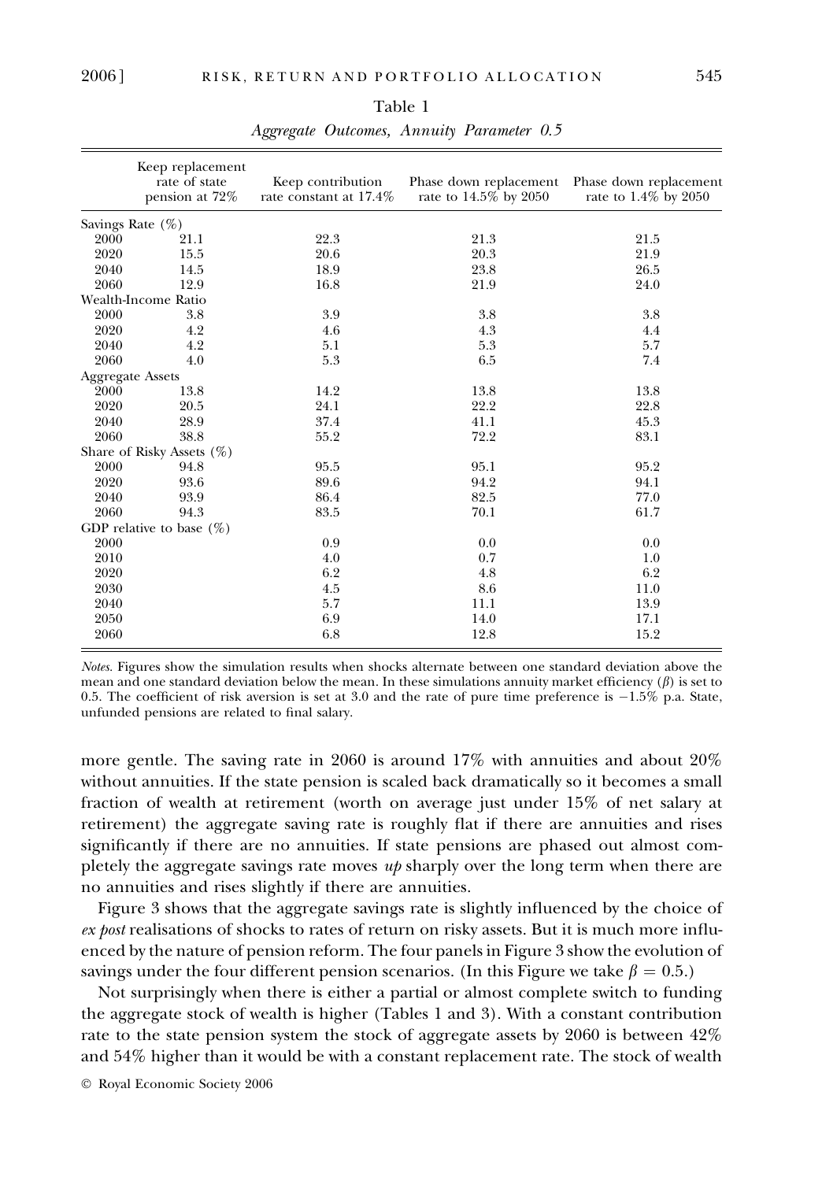Table 1

*Aggregate Outcomes, Annuity Parameter 0.5*

| | Keep replacement rate of state pension at 72% | Keep contribution rate constant at 17.4% | Phase down replacement rate to 14.5% by 2050 | Phase down replacement rate to 1.4% by 2050 |
|---|---|---|---|---|
| Savings Rate (%) | | | | |
| 2000 | 21.1 | 22.3 | 21.3 | 21.5 |
| 2020 | 15.5 | 20.6 | 20.3 | 21.9 |
| 2040 | 14.5 | 18.9 | 23.8 | 26.5 |
| 2060 | 12.9 | 16.8 | 21.9 | 24.0 |
| Wealth-Income Ratio | | | | |
| 2000 | 3.8 | 3.9 | 3.8 | 3.8 |
| 2020 | 4.2 | 4.6 | 4.3 | 4.4 |
| 2040 | 4.2 | 5.1 | 5.3 | 5.7 |
| 2060 | 4.0 | 5.3 | 6.5 | 7.4 |
| Aggregate Assets | | | | |
| 2000 | 13.8 | 14.2 | 13.8 | 13.8 |
| 2020 | 20.5 | 24.1 | 22.2 | 22.8 |
| 2040 | 28.9 | 37.4 | 41.1 | 45.3 |
| 2060 | 38.8 | 55.2 | 72.2 | 83.1 |
| Share of Risky Assets (%) | | | | |
| 2000 | 94.8 | 95.5 | 95.1 | 95.2 |
| 2020 | 93.6 | 89.6 | 94.2 | 94.1 |
| 2040 | 93.9 | 86.4 | 82.5 | 77.0 |
| 2060 | 94.3 | 83.5 | 70.1 | 61.7 |
| GDP relative to base (%) | | | | |
| 2000 | | 0.9 | 0.0 | 0.0 |
| 2010 | | 4.0 | 0.7 | 1.0 |
| 2020 | | 6.2 | 4.8 | 6.2 |
| 2030 | | 4.5 | 8.6 | 11.0 |
| 2040 | | 5.7 | 11.1 | 13.9 |
| 2050 | | 6.9 | 14.0 | 17.1 |
| 2060 | | 6.8 | 12.8 | 15.2 |

*Notes.* Figures show the simulation results when shocks alternate between one standard deviation above the mean and one standard deviation below the mean. In these simulations annuity market efficiency ($\beta$) is set to 0.5. The coefficient of risk aversion is set at 3.0 and the rate of pure time preference is $-1.5\%$ p.a. State, unfunded pensions are related to final salary.

more gentle. The saving rate in 2060 is around 17% with annuities and about 20% without annuities. If the state pension is scaled back dramatically so it becomes a small fraction of wealth at retirement (worth on average just under 15% of net salary at retirement) the aggregate saving rate is roughly flat if there are annuities and rises significantly if there are no annuities. If state pensions are phased out almost completely the aggregate savings rate moves *up* sharply over the long term when there are no annuities and rises slightly if there are annuities.

Figure 3 shows that the aggregate savings rate is slightly influenced by the choice of *ex post* realisations of shocks to rates of return on risky assets. But it is much more influenced by the nature of pension reform. The four panels in Figure 3 show the evolution of savings under the four different pension scenarios. (In this Figure we take $\beta = 0.5$.)

Not surprisingly when there is either a partial or almost complete switch to funding the aggregate stock of wealth is higher (Tables 1 and 3). With a constant contribution rate to the state pension system the stock of aggregate assets by 2060 is between 42% and 54% higher than it would be with a constant replacement rate. The stock of wealth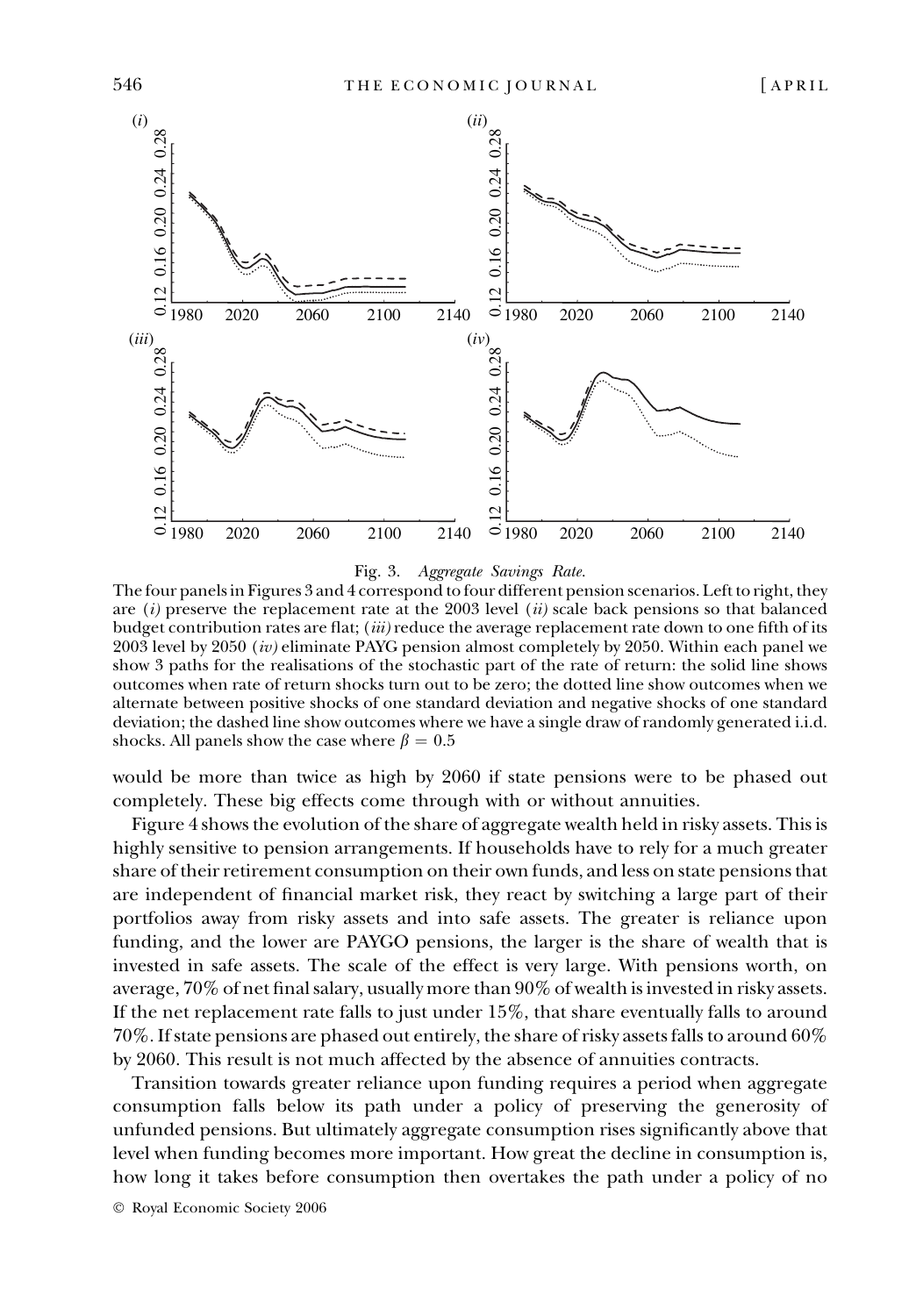Fig. 3. *Aggregate Savings Rate.*

The four panels in Figures 3 and 4 correspond to four different pension scenarios. Left to right, they are (*i*) preserve the replacement rate at the 2003 level (*ii*) scale back pensions so that balanced budget contribution rates are flat; (*iii*) reduce the average replacement rate down to one fifth of its 2003 level by 2050 (*iv*) eliminate PAYG pension almost completely by 2050. Within each panel we show 3 paths for the realisations of the stochastic part of the rate of return: the solid line shows outcomes when rate of return shocks turn out to be zero; the dotted line show outcomes when we alternate between positive shocks of one standard deviation and negative shocks of one standard deviation; the dashed line show outcomes where we have a single draw of randomly generated i.i.d. shocks. All panels show the case where $\beta = 0.5$

would be more than twice as high by 2060 if state pensions were to be phased out completely. These big effects come through with or without annuities.

Figure 4 shows the evolution of the share of aggregate wealth held in risky assets. This is highly sensitive to pension arrangements. If households have to rely for a much greater share of their retirement consumption on their own funds, and less on state pensions that are independent of financial market risk, they react by switching a large part of their portfolios away from risky assets and into safe assets. The greater is reliance upon funding, and the lower are PAYGO pensions, the larger is the share of wealth that is invested in safe assets. The scale of the effect is very large. With pensions worth, on average, 70% of net final salary, usually more than 90% of wealth is invested in risky assets. If the net replacement rate falls to just under 15%, that share eventually falls to around 70%. If state pensions are phased out entirely, the share of risky assets falls to around 60% by 2060. This result is not much affected by the absence of annuities contracts.

Transition towards greater reliance upon funding requires a period when aggregate consumption falls below its path under a policy of preserving the generosity of unfunded pensions. But ultimately aggregate consumption rises significantly above that level when funding becomes more important. How great the decline in consumption is, how long it takes before consumption then overtakes the path under a policy of no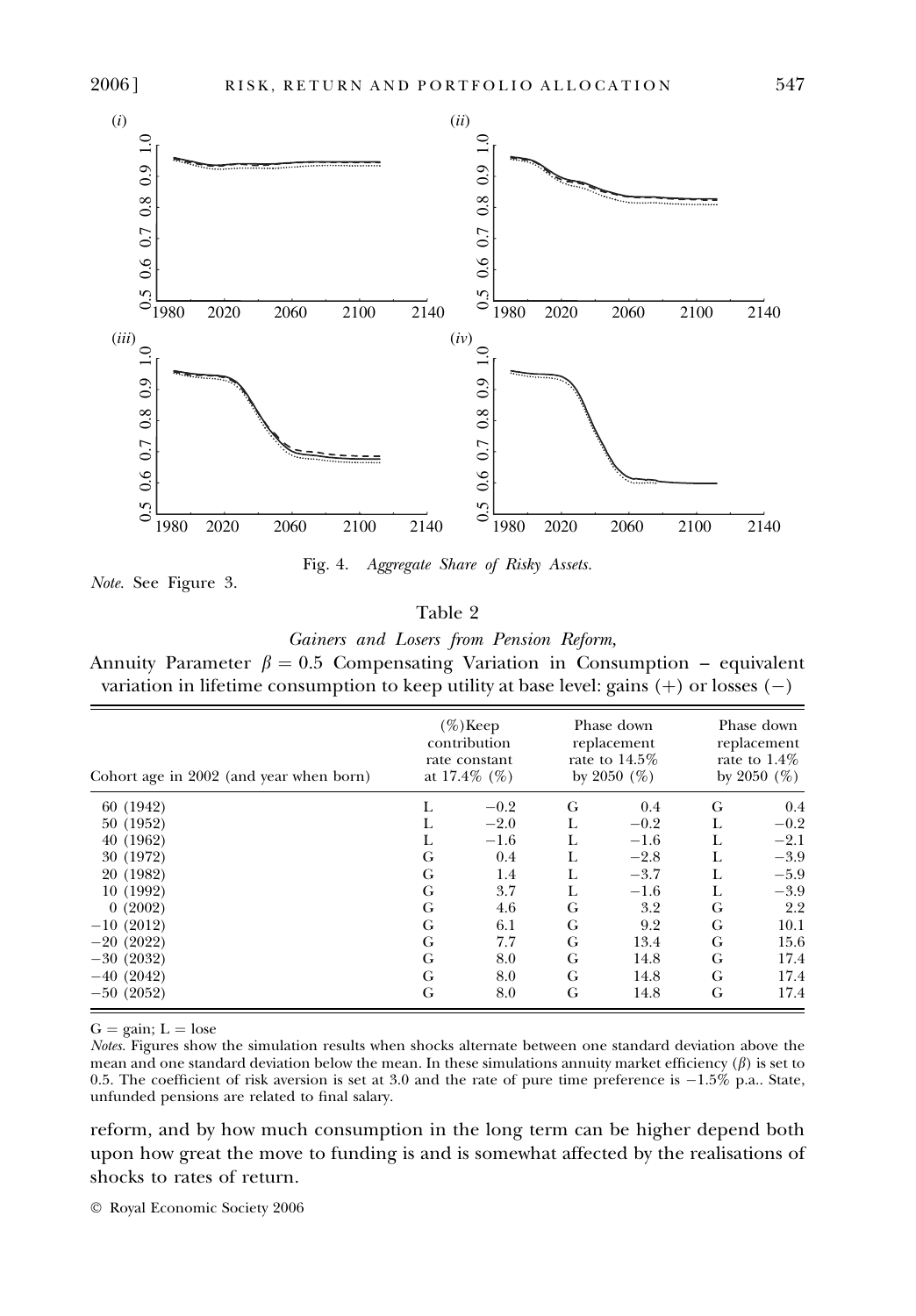Fig. 4. *Aggregate Share of Risky Assets.*

*Note.* See Figure 3.

Table 2

*Gainers and Losers from Pension Reform,*

Annuity Parameter $\beta = 0.5$ Compensating Variation in Consumption – equivalent variation in lifetime consumption to keep utility at base level: gains (+) or losses (−)

| Cohort age in 2002 (and year when born) | (%)Keep contribution rate constant at 17.4% (%) | | Phase down replacement rate to 14.5% by 2050 (%) | | Phase down replacement rate to 1.4% by 2050 (%) | |
|---|---|---|---|---|---|---|
| 60 (1942) | L | −0.2 | G | 0.4 | G | 0.4 |
| 50 (1952) | L | −2.0 | L | −0.2 | L | −0.2 |
| 40 (1962) | L | −1.6 | L | −1.6 | L | −2.1 |
| 30 (1972) | G | 0.4 | L | −2.8 | L | −3.9 |
| 20 (1982) | G | 1.4 | L | −3.7 | L | −5.9 |
| 10 (1992) | G | 3.7 | L | −1.6 | L | −3.9 |
| 0 (2002) | G | 4.6 | G | 3.2 | G | 2.2 |
| −10 (2012) | G | 6.1 | G | 9.2 | G | 10.1 |
| −20 (2022) | G | 7.7 | G | 13.4 | G | 15.6 |
| −30 (2032) | G | 8.0 | G | 14.8 | G | 17.4 |
| −40 (2042) | G | 8.0 | G | 14.8 | G | 17.4 |
| −50 (2052) | G | 8.0 | G | 14.8 | G | 17.4 |

G = gain; L = lose

*Notes.* Figures show the simulation results when shocks alternate between one standard deviation above the mean and one standard deviation below the mean. In these simulations annuity market efficiency ($\beta$) is set to 0.5. The coefficient of risk aversion is set at 3.0 and the rate of pure time preference is −1.5% p.a.. State, unfunded pensions are related to final salary.

reform, and by how much consumption in the long term can be higher depend both upon how great the move to funding is and is somewhat affected by the realisations of shocks to rates of return.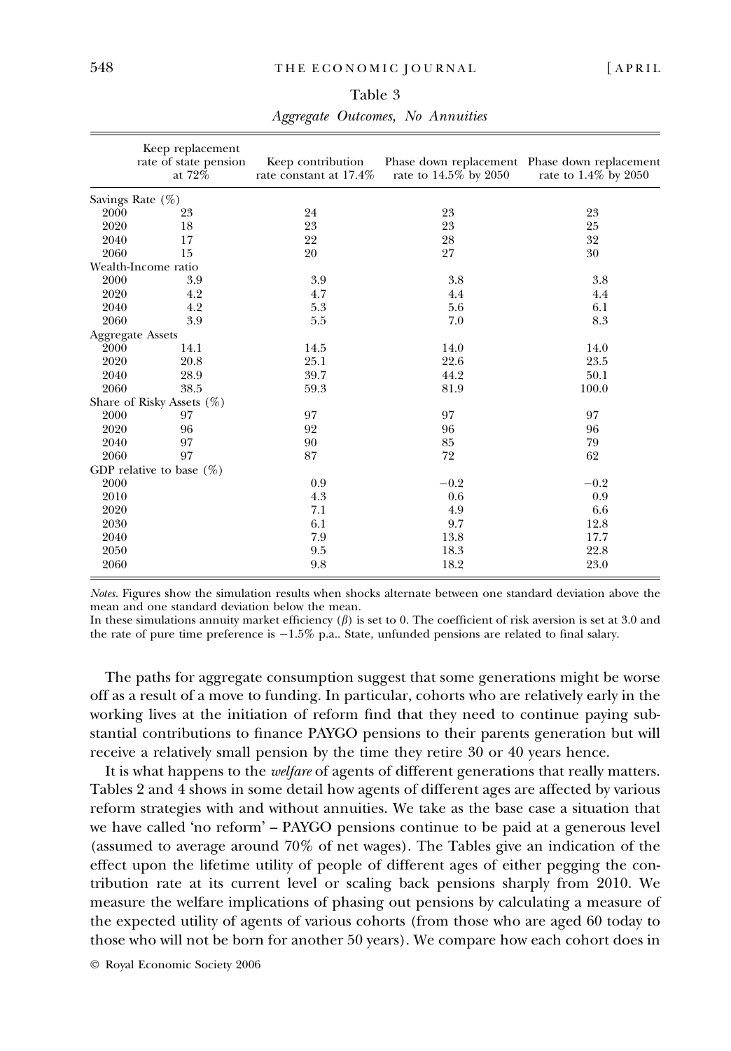Table 3

*Aggregate Outcomes, No Annuities*

| | Keep replacement rate of state pension at 72% | Keep contribution rate constant at 17.4% | Phase down replacement rate to 14.5% by 2050 | Phase down replacement rate to 1.4% by 2050 |
|---|---|---|---|---|
| Savings Rate (%) | | | | |
| 2000 | 23 | 24 | 23 | 23 |
| 2020 | 18 | 23 | 23 | 25 |
| 2040 | 17 | 22 | 28 | 32 |
| 2060 | 15 | 20 | 27 | 30 |
| Wealth-Income ratio | | | | |
| 2000 | 3.9 | 3.9 | 3.8 | 3.8 |
| 2020 | 4.2 | 4.7 | 4.4 | 4.4 |
| 2040 | 4.2 | 5.3 | 5.6 | 6.1 |
| 2060 | 3.9 | 5.5 | 7.0 | 8.3 |
| Aggregate Assets | | | | |
| 2000 | 14.1 | 14.5 | 14.0 | 14.0 |
| 2020 | 20.8 | 25.1 | 22.6 | 23.5 |
| 2040 | 28.9 | 39.7 | 44.2 | 50.1 |
| 2060 | 38.5 | 59.3 | 81.9 | 100.0 |
| Share of Risky Assets (%) | | | | |
| 2000 | 97 | 97 | 97 | 97 |
| 2020 | 96 | 92 | 96 | 96 |
| 2040 | 97 | 90 | 85 | 79 |
| 2060 | 97 | 87 | 72 | 62 |
| GDP relative to base (%) | | | | |
| 2000 | | 0.9 | −0.2 | −0.2 |
| 2010 | | 4.3 | 0.6 | 0.9 |
| 2020 | | 7.1 | 4.9 | 6.6 |
| 2030 | | 6.1 | 9.7 | 12.8 |
| 2040 | | 7.9 | 13.8 | 17.7 |
| 2050 | | 9.5 | 18.3 | 22.8 |
| 2060 | | 9.8 | 18.2 | 23.0 |

*Notes*. Figures show the simulation results when shocks alternate between one standard deviation above the mean and one standard deviation below the mean.
In these simulations annuity market efficiency ($\beta$) is set to 0. The coefficient of risk aversion is set at 3.0 and the rate of pure time preference is −1.5% p.a.. State, unfunded pensions are related to final salary.

The paths for aggregate consumption suggest that some generations might be worse off as a result of a move to funding. In particular, cohorts who are relatively early in the working lives at the initiation of reform find that they need to continue paying substantial contributions to finance PAYGO pensions to their parents generation but will receive a relatively small pension by the time they retire 30 or 40 years hence.

It is what happens to the *welfare* of agents of different generations that really matters. Tables 2 and 4 shows in some detail how agents of different ages are affected by various reform strategies with and without annuities. We take as the base case a situation that we have called 'no reform' – PAYGO pensions continue to be paid at a generous level (assumed to average around 70% of net wages). The Tables give an indication of the effect upon the lifetime utility of people of different ages of either pegging the contribution rate at its current level or scaling back pensions sharply from 2010. We measure the welfare implications of phasing out pensions by calculating a measure of the expected utility of agents of various cohorts (from those who are aged 60 today to those who will not be born for another 50 years). We compare how each cohort does in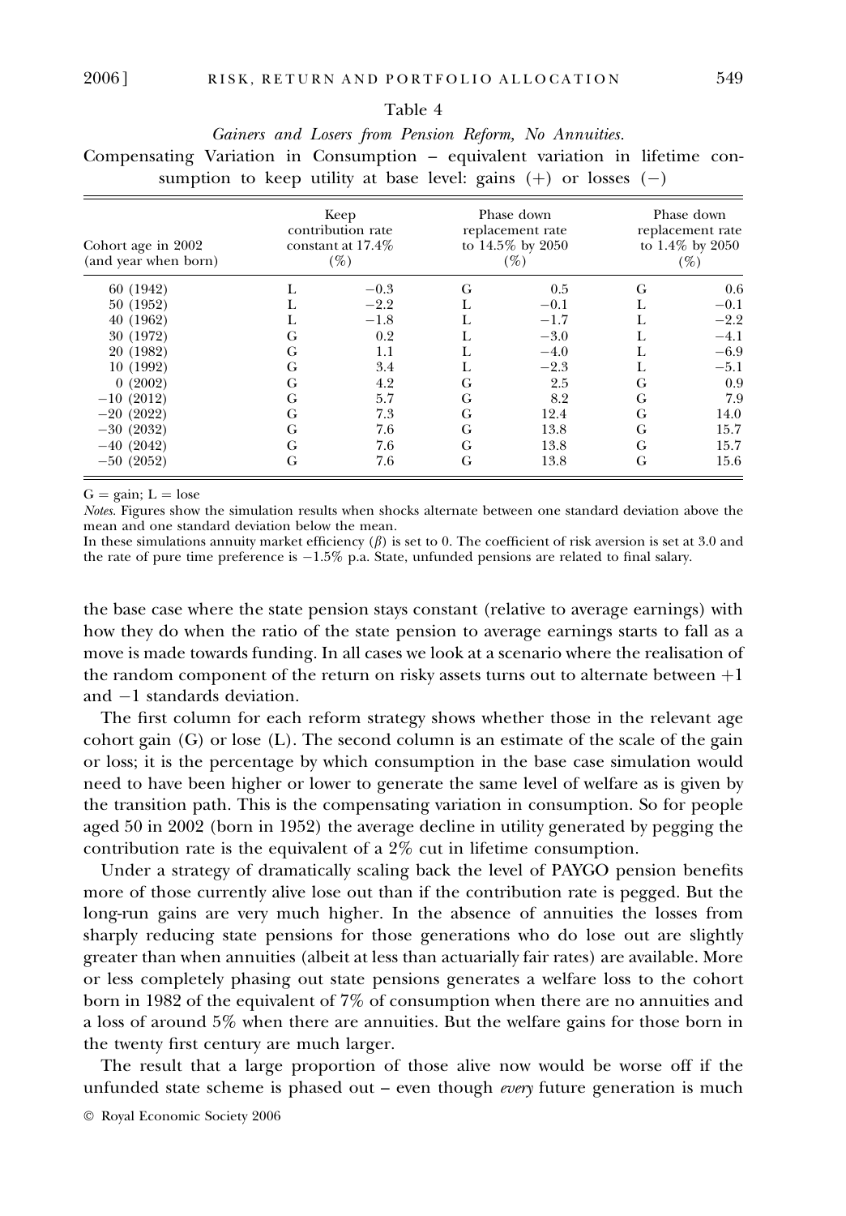Table 4

*Gainers and Losers from Pension Reform, No Annuities.*

Compensating Variation in Consumption – equivalent variation in lifetime consumption to keep utility at base level: gains (+) or losses (−)

| Cohort age in 2002 (and year when born) | Keep contribution rate constant at 17.4% (%) | | Phase down replacement rate to 14.5% by 2050 (%) | | Phase down replacement rate to 1.4% by 2050 (%) | |
|---|---|---|---|---|---|---|
| 60 (1942) | L | −0.3 | G | 0.5 | G | 0.6 |
| 50 (1952) | L | −2.2 | L | −0.1 | L | −0.1 |
| 40 (1962) | L | −1.8 | L | −1.7 | L | −2.2 |
| 30 (1972) | G | 0.2 | L | −3.0 | L | −4.1 |
| 20 (1982) | G | 1.1 | L | −4.0 | L | −6.9 |
| 10 (1992) | G | 3.4 | L | −2.3 | L | −5.1 |
| 0 (2002) | G | 4.2 | G | 2.5 | G | 0.9 |
| −10 (2012) | G | 5.7 | G | 8.2 | G | 7.9 |
| −20 (2022) | G | 7.3 | G | 12.4 | G | 14.0 |
| −30 (2032) | G | 7.6 | G | 13.8 | G | 15.7 |
| −40 (2042) | G | 7.6 | G | 13.8 | G | 15.7 |
| −50 (2052) | G | 7.6 | G | 13.8 | G | 15.6 |

G = gain; L = lose

*Notes*. Figures show the simulation results when shocks alternate between one standard deviation above the mean and one standard deviation below the mean.

In these simulations annuity market efficiency ($\beta$) is set to 0. The coefficient of risk aversion is set at 3.0 and the rate of pure time preference is −1.5% p.a. State, unfunded pensions are related to final salary.

the base case where the state pension stays constant (relative to average earnings) with how they do when the ratio of the state pension to average earnings starts to fall as a move is made towards funding. In all cases we look at a scenario where the realisation of the random component of the return on risky assets turns out to alternate between +1 and −1 standards deviation.

The first column for each reform strategy shows whether those in the relevant age cohort gain (G) or lose (L). The second column is an estimate of the scale of the gain or loss; it is the percentage by which consumption in the base case simulation would need to have been higher or lower to generate the same level of welfare as is given by the transition path. This is the compensating variation in consumption. So for people aged 50 in 2002 (born in 1952) the average decline in utility generated by pegging the contribution rate is the equivalent of a 2% cut in lifetime consumption.

Under a strategy of dramatically scaling back the level of PAYGO pension benefits more of those currently alive lose out than if the contribution rate is pegged. But the long-run gains are very much higher. In the absence of annuities the losses from sharply reducing state pensions for those generations who do lose out are slightly greater than when annuities (albeit at less than actuarially fair rates) are available. More or less completely phasing out state pensions generates a welfare loss to the cohort born in 1982 of the equivalent of 7% of consumption when there are no annuities and a loss of around 5% when there are annuities. But the welfare gains for those born in the twenty first century are much larger.

The result that a large proportion of those alive now would be worse off if the unfunded state scheme is phased out – even though *every* future generation is much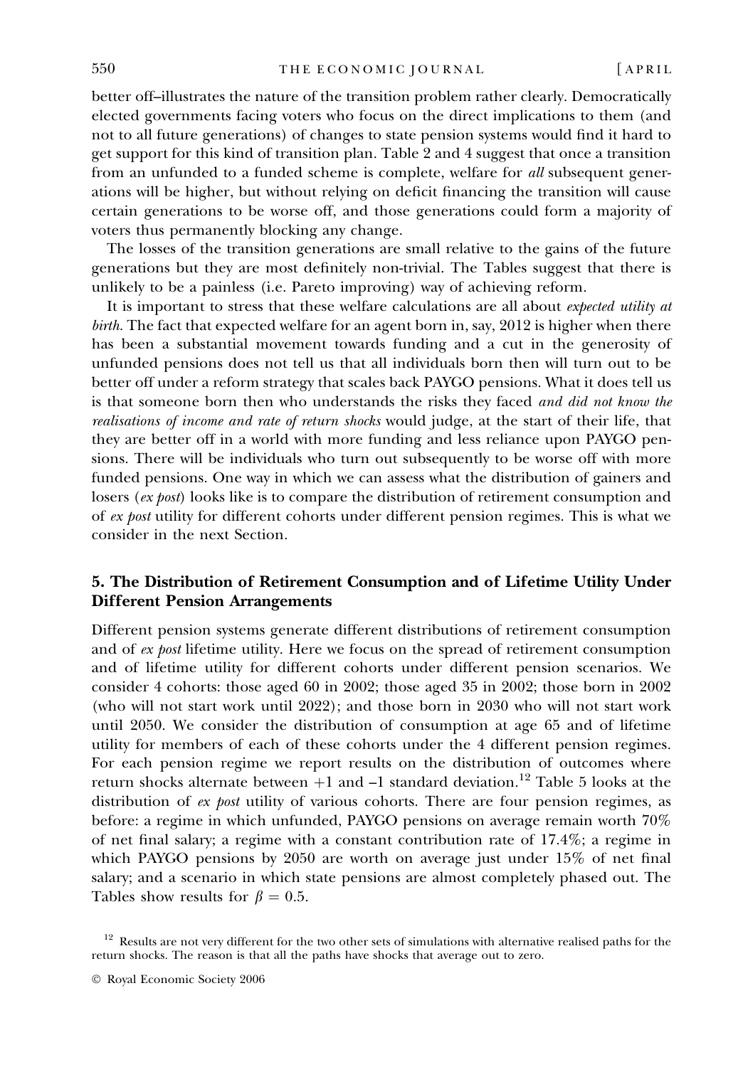better off–illustrates the nature of the transition problem rather clearly. Democratically elected governments facing voters who focus on the direct implications to them (and not to all future generations) of changes to state pension systems would find it hard to get support for this kind of transition plan. Table 2 and 4 suggest that once a transition from an unfunded to a funded scheme is complete, welfare for *all* subsequent generations will be higher, but without relying on deficit financing the transition will cause certain generations to be worse off, and those generations could form a majority of voters thus permanently blocking any change.

The losses of the transition generations are small relative to the gains of the future generations but they are most definitely non-trivial. The Tables suggest that there is unlikely to be a painless (i.e. Pareto improving) way of achieving reform.

It is important to stress that these welfare calculations are all about *expected utility at birth*. The fact that expected welfare for an agent born in, say, 2012 is higher when there has been a substantial movement towards funding and a cut in the generosity of unfunded pensions does not tell us that all individuals born then will turn out to be better off under a reform strategy that scales back PAYGO pensions. What it does tell us is that someone born then who understands the risks they faced *and did not know the realisations of income and rate of return shocks* would judge, at the start of their life, that they are better off in a world with more funding and less reliance upon PAYGO pensions. There will be individuals who turn out subsequently to be worse off with more funded pensions. One way in which we can assess what the distribution of gainers and losers (*ex post*) looks like is to compare the distribution of retirement consumption and of *ex post* utility for different cohorts under different pension regimes. This is what we consider in the next Section.

## 5. The Distribution of Retirement Consumption and of Lifetime Utility Under Different Pension Arrangements

Different pension systems generate different distributions of retirement consumption and of *ex post* lifetime utility. Here we focus on the spread of retirement consumption and of lifetime utility for different cohorts under different pension scenarios. We consider 4 cohorts: those aged 60 in 2002; those aged 35 in 2002; those born in 2002 (who will not start work until 2022); and those born in 2030 who will not start work until 2050. We consider the distribution of consumption at age 65 and of lifetime utility for members of each of these cohorts under the 4 different pension regimes. For each pension regime we report results on the distribution of outcomes where return shocks alternate between +1 and –1 standard deviation.[12] Table 5 looks at the distribution of *ex post* utility of various cohorts. There are four pension regimes, as before: a regime in which unfunded, PAYGO pensions on average remain worth 70% of net final salary; a regime with a constant contribution rate of 17.4%; a regime in which PAYGO pensions by 2050 are worth on average just under 15% of net final salary; and a scenario in which state pensions are almost completely phased out. The Tables show results for $\beta = 0.5$.

[12] Results are not very different for the two other sets of simulations with alternative realised paths for the return shocks. The reason is that all the paths have shocks that average out to zero.

© Royal Economic Society 2006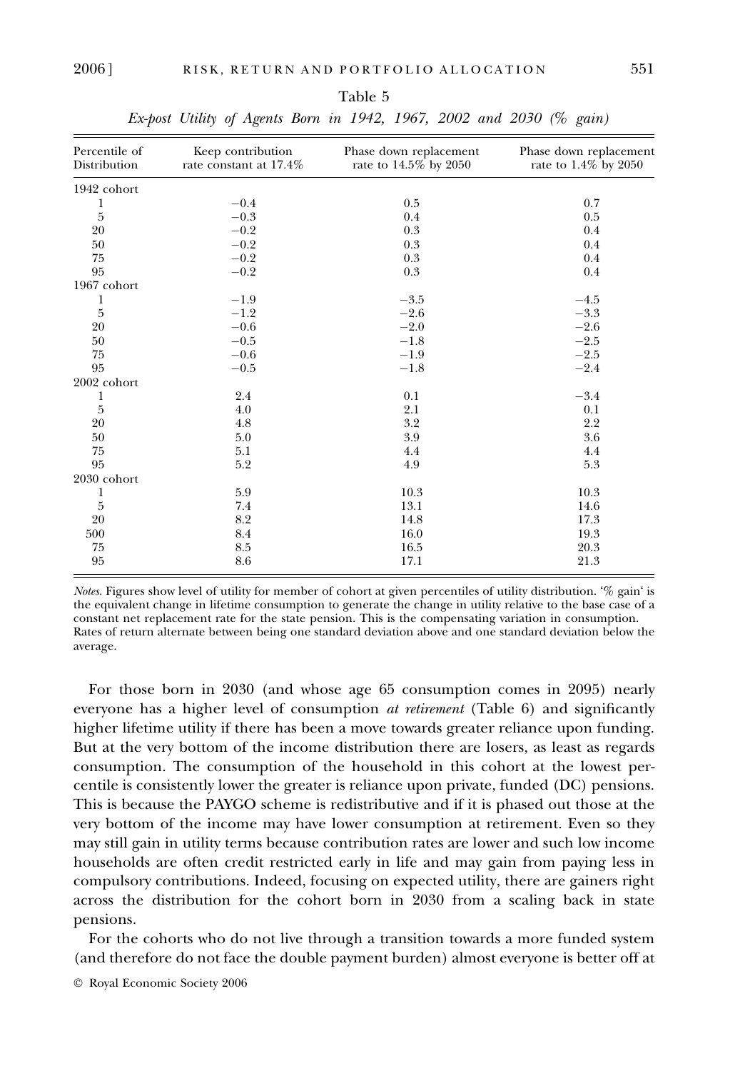Table 5

*Ex-post Utility of Agents Born in 1942, 1967, 2002 and 2030 (% gain)*

| Percentile of Distribution | Keep contribution rate constant at 17.4% | Phase down replacement rate to 14.5% by 2050 | Phase down replacement rate to 1.4% by 2050 |
|---|---|---|---|
| 1942 cohort | | | |
| 1 | −0.4 | 0.5 | 0.7 |
| 5 | −0.3 | 0.4 | 0.5 |
| 20 | −0.2 | 0.3 | 0.4 |
| 50 | −0.2 | 0.3 | 0.4 |
| 75 | −0.2 | 0.3 | 0.4 |
| 95 | −0.2 | 0.3 | 0.4 |
| 1967 cohort | | | |
| 1 | −1.9 | −3.5 | −4.5 |
| 5 | −1.2 | −2.6 | −3.3 |
| 20 | −0.6 | −2.0 | −2.6 |
| 50 | −0.5 | −1.8 | −2.5 |
| 75 | −0.6 | −1.9 | −2.5 |
| 95 | −0.5 | −1.8 | −2.4 |
| 2002 cohort | | | |
| 1 | 2.4 | 0.1 | −3.4 |
| 5 | 4.0 | 2.1 | 0.1 |
| 20 | 4.8 | 3.2 | 2.2 |
| 50 | 5.0 | 3.9 | 3.6 |
| 75 | 5.1 | 4.4 | 4.4 |
| 95 | 5.2 | 4.9 | 5.3 |
| 2030 cohort | | | |
| 1 | 5.9 | 10.3 | 10.3 |
| 5 | 7.4 | 13.1 | 14.6 |
| 20 | 8.2 | 14.8 | 17.3 |
| 500 | 8.4 | 16.0 | 19.3 |
| 75 | 8.5 | 16.5 | 20.3 |
| 95 | 8.6 | 17.1 | 21.3 |

*Notes.* Figures show level of utility for member of cohort at given percentiles of utility distribution. '% gain' is the equivalent change in lifetime consumption to generate the change in utility relative to the base case of a constant net replacement rate for the state pension. This is the compensating variation in consumption. Rates of return alternate between being one standard deviation above and one standard deviation below the average.

For those born in 2030 (and whose age 65 consumption comes in 2095) nearly everyone has a higher level of consumption *at retirement* (Table 6) and significantly higher lifetime utility if there has been a move towards greater reliance upon funding. But at the very bottom of the income distribution there are losers, as least as regards consumption. The consumption of the household in this cohort at the lowest percentile is consistently lower the greater is reliance upon private, funded (DC) pensions. This is because the PAYGO scheme is redistributive and if it is phased out those at the very bottom of the income may have lower consumption at retirement. Even so they may still gain in utility terms because contribution rates are lower and such low income households are often credit restricted early in life and may gain from paying less in compulsory contributions. Indeed, focusing on expected utility, there are gainers right across the distribution for the cohort born in 2030 from a scaling back in state pensions.

For the cohorts who do not live through a transition towards a more funded system (and therefore do not face the double payment burden) almost everyone is better off at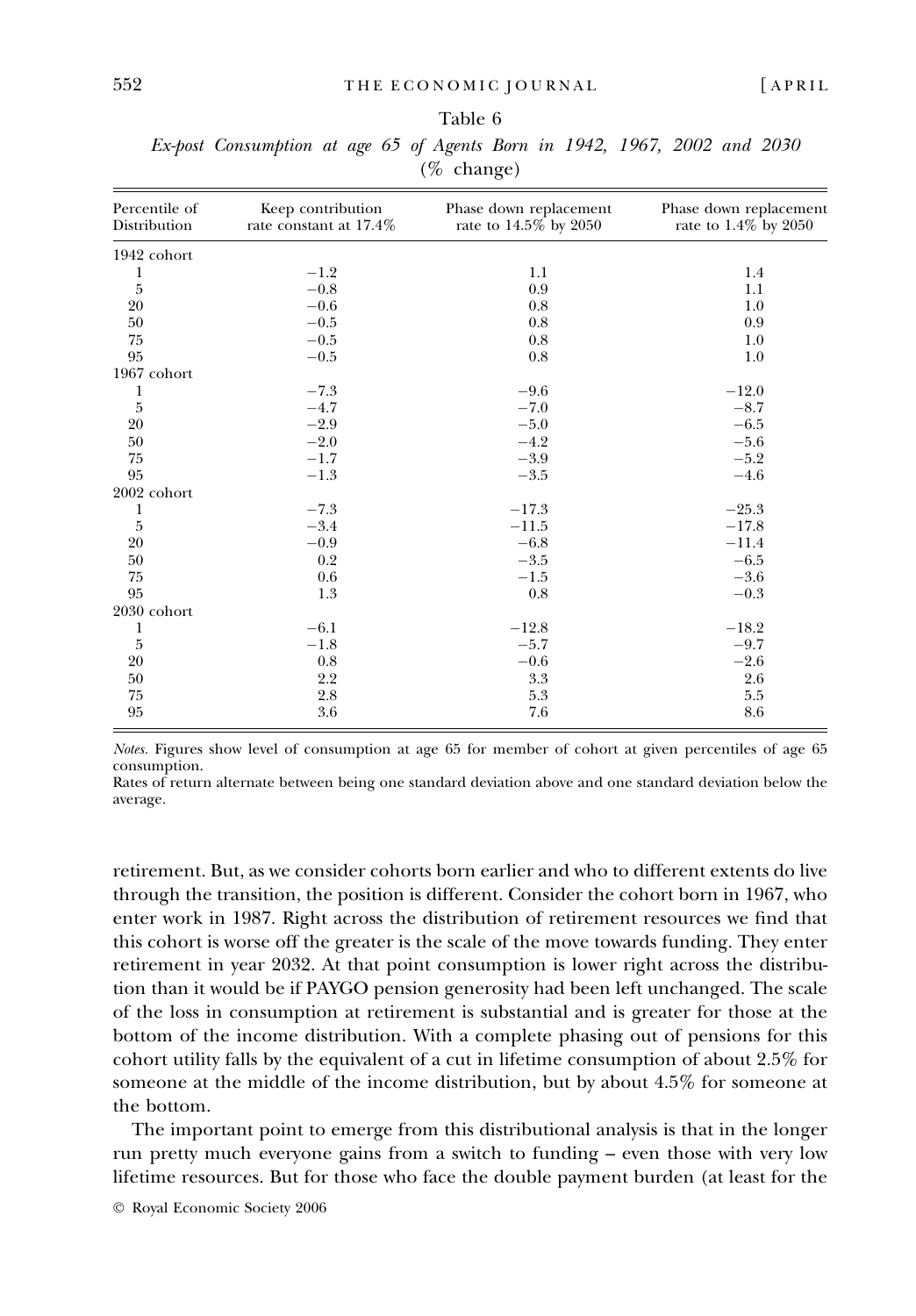Table 6

*Ex-post Consumption at age 65 of Agents Born in 1942, 1967, 2002 and 2030* (% change)

| Percentile of Distribution | Keep contribution rate constant at 17.4% | Phase down replacement rate to 14.5% by 2050 | Phase down replacement rate to 1.4% by 2050 |
|---|---|---|---|
| 1942 cohort | | | |
| 1 | −1.2 | 1.1 | 1.4 |
| 5 | −0.8 | 0.9 | 1.1 |
| 20 | −0.6 | 0.8 | 1.0 |
| 50 | −0.5 | 0.8 | 0.9 |
| 75 | −0.5 | 0.8 | 1.0 |
| 95 | −0.5 | 0.8 | 1.0 |
| 1967 cohort | | | |
| 1 | −7.3 | −9.6 | −12.0 |
| 5 | −4.7 | −7.0 | −8.7 |
| 20 | −2.9 | −5.0 | −6.5 |
| 50 | −2.0 | −4.2 | −5.6 |
| 75 | −1.7 | −3.9 | −5.2 |
| 95 | −1.3 | −3.5 | −4.6 |
| 2002 cohort | | | |
| 1 | −7.3 | −17.3 | −25.3 |
| 5 | −3.4 | −11.5 | −17.8 |
| 20 | −0.9 | −6.8 | −11.4 |
| 50 | 0.2 | −3.5 | −6.5 |
| 75 | 0.6 | −1.5 | −3.6 |
| 95 | 1.3 | 0.8 | −0.3 |
| 2030 cohort | | | |
| 1 | −6.1 | −12.8 | −18.2 |
| 5 | −1.8 | −5.7 | −9.7 |
| 20 | 0.8 | −0.6 | −2.6 |
| 50 | 2.2 | 3.3 | 2.6 |
| 75 | 2.8 | 5.3 | 5.5 |
| 95 | 3.6 | 7.6 | 8.6 |

*Notes.* Figures show level of consumption at age 65 for member of cohort at given percentiles of age 65 consumption.
Rates of return alternate between being one standard deviation above and one standard deviation below the average.

retirement. But, as we consider cohorts born earlier and who to different extents do live through the transition, the position is different. Consider the cohort born in 1967, who enter work in 1987. Right across the distribution of retirement resources we find that this cohort is worse off the greater is the scale of the move towards funding. They enter retirement in year 2032. At that point consumption is lower right across the distribution than it would be if PAYGO pension generosity had been left unchanged. The scale of the loss in consumption at retirement is substantial and is greater for those at the bottom of the income distribution. With a complete phasing out of pensions for this cohort utility falls by the equivalent of a cut in lifetime consumption of about 2.5% for someone at the middle of the income distribution, but by about 4.5% for someone at the bottom.

The important point to emerge from this distributional analysis is that in the longer run pretty much everyone gains from a switch to funding – even those with very low lifetime resources. But for those who face the double payment burden (at least for the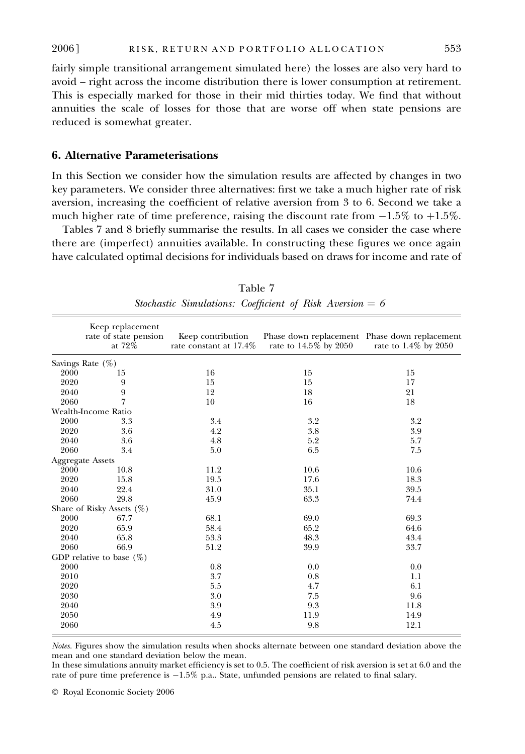fairly simple transitional arrangement simulated here) the losses are also very hard to avoid – right across the income distribution there is lower consumption at retirement. This is especially marked for those in their mid thirties today. We find that without annuities the scale of losses for those that are worse off when state pensions are reduced is somewhat greater.

## 6. Alternative Parameterisations

In this Section we consider how the simulation results are affected by changes in two key parameters. We consider three alternatives: first we take a much higher rate of risk aversion, increasing the coefficient of relative aversion from 3 to 6. Second we take a much higher rate of time preference, raising the discount rate from −1.5% to +1.5%.

Tables 7 and 8 briefly summarise the results. In all cases we consider the case where there are (imperfect) annuities available. In constructing these figures we once again have calculated optimal decisions for individuals based on draws for income and rate of

Table 7
*Stochastic Simulations: Coefficient of Risk Aversion = 6*

| | Keep replacement rate of state pension at 72% | Keep contribution rate constant at 17.4% | Phase down replacement rate to 14.5% by 2050 | Phase down replacement rate to 1.4% by 2050 |
|---|---|---|---|---|
| Savings Rate (%) | | | | |
| 2000 | 15 | 16 | 15 | 15 |
| 2020 | 9 | 15 | 15 | 17 |
| 2040 | 9 | 12 | 18 | 21 |
| 2060 | 7 | 10 | 16 | 18 |
| Wealth-Income Ratio | | | | |
| 2000 | 3.3 | 3.4 | 3.2 | 3.2 |
| 2020 | 3.6 | 4.2 | 3.8 | 3.9 |
| 2040 | 3.6 | 4.8 | 5.2 | 5.7 |
| 2060 | 3.4 | 5.0 | 6.5 | 7.5 |
| Aggregate Assets | | | | |
| 2000 | 10.8 | 11.2 | 10.6 | 10.6 |
| 2020 | 15.8 | 19.5 | 17.6 | 18.3 |
| 2040 | 22.4 | 31.0 | 35.1 | 39.5 |
| 2060 | 29.8 | 45.9 | 63.3 | 74.4 |
| Share of Risky Assets (%) | | | | |
| 2000 | 67.7 | 68.1 | 69.0 | 69.3 |
| 2020 | 65.9 | 58.4 | 65.2 | 64.6 |
| 2040 | 65.8 | 53.3 | 48.3 | 43.4 |
| 2060 | 66.9 | 51.2 | 39.9 | 33.7 |
| GDP relative to base (%) | | | | |
| 2000 | | 0.8 | 0.0 | 0.0 |
| 2010 | | 3.7 | 0.8 | 1.1 |
| 2020 | | 5.5 | 4.7 | 6.1 |
| 2030 | | 3.0 | 7.5 | 9.6 |
| 2040 | | 3.9 | 9.3 | 11.8 |
| 2050 | | 4.9 | 11.9 | 14.9 |
| 2060 | | 4.5 | 9.8 | 12.1 |

*Notes.* Figures show the simulation results when shocks alternate between one standard deviation above the mean and one standard deviation below the mean.
In these simulations annuity market efficiency is set to 0.5. The coefficient of risk aversion is set at 6.0 and the rate of pure time preference is −1.5% p.a.. State, unfunded pensions are related to final salary.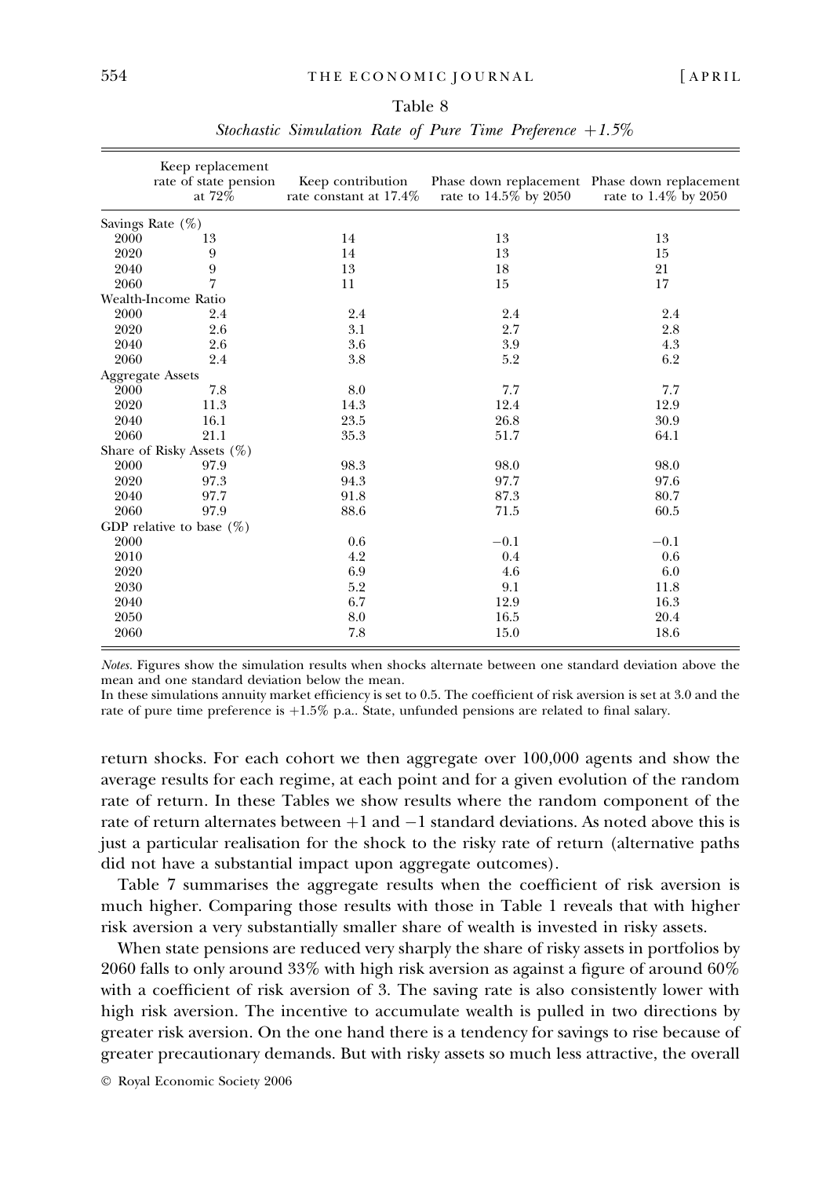Table 8

*Stochastic Simulation Rate of Pure Time Preference +1.5%*

| | Keep replacement rate of state pension at 72% | Keep contribution rate constant at 17.4% | Phase down replacement rate to 14.5% by 2050 | Phase down replacement rate to 1.4% by 2050 |
|---|---|---|---|---|
| Savings Rate (%) | | | | |
| 2000 | 13 | 14 | 13 | 13 |
| 2020 | 9 | 14 | 13 | 15 |
| 2040 | 9 | 13 | 18 | 21 |
| 2060 | 7 | 11 | 15 | 17 |
| Wealth-Income Ratio | | | | |
| 2000 | 2.4 | 2.4 | 2.4 | 2.4 |
| 2020 | 2.6 | 3.1 | 2.7 | 2.8 |
| 2040 | 2.6 | 3.6 | 3.9 | 4.3 |
| 2060 | 2.4 | 3.8 | 5.2 | 6.2 |
| Aggregate Assets | | | | |
| 2000 | 7.8 | 8.0 | 7.7 | 7.7 |
| 2020 | 11.3 | 14.3 | 12.4 | 12.9 |
| 2040 | 16.1 | 23.5 | 26.8 | 30.9 |
| 2060 | 21.1 | 35.3 | 51.7 | 64.1 |
| Share of Risky Assets (%) | | | | |
| 2000 | 97.9 | 98.3 | 98.0 | 98.0 |
| 2020 | 97.3 | 94.3 | 97.7 | 97.6 |
| 2040 | 97.7 | 91.8 | 87.3 | 80.7 |
| 2060 | 97.9 | 88.6 | 71.5 | 60.5 |
| GDP relative to base (%) | | | | |
| 2000 | | 0.6 | −0.1 | −0.1 |
| 2010 | | 4.2 | 0.4 | 0.6 |
| 2020 | | 6.9 | 4.6 | 6.0 |
| 2030 | | 5.2 | 9.1 | 11.8 |
| 2040 | | 6.7 | 12.9 | 16.3 |
| 2050 | | 8.0 | 16.5 | 20.4 |
| 2060 | | 7.8 | 15.0 | 18.6 |

*Notes*. Figures show the simulation results when shocks alternate between one standard deviation above the mean and one standard deviation below the mean.
In these simulations annuity market efficiency is set to 0.5. The coefficient of risk aversion is set at 3.0 and the rate of pure time preference is +1.5% p.a.. State, unfunded pensions are related to final salary.

return shocks. For each cohort we then aggregate over 100,000 agents and show the average results for each regime, at each point and for a given evolution of the random rate of return. In these Tables we show results where the random component of the rate of return alternates between +1 and −1 standard deviations. As noted above this is just a particular realisation for the shock to the risky rate of return (alternative paths did not have a substantial impact upon aggregate outcomes).

Table 7 summarises the aggregate results when the coefficient of risk aversion is much higher. Comparing those results with those in Table 1 reveals that with higher risk aversion a very substantially smaller share of wealth is invested in risky assets.

When state pensions are reduced very sharply the share of risky assets in portfolios by 2060 falls to only around 33% with high risk aversion as against a figure of around 60% with a coefficient of risk aversion of 3. The saving rate is also consistently lower with high risk aversion. The incentive to accumulate wealth is pulled in two directions by greater risk aversion. On the one hand there is a tendency for savings to rise because of greater precautionary demands. But with risky assets so much less attractive, the overall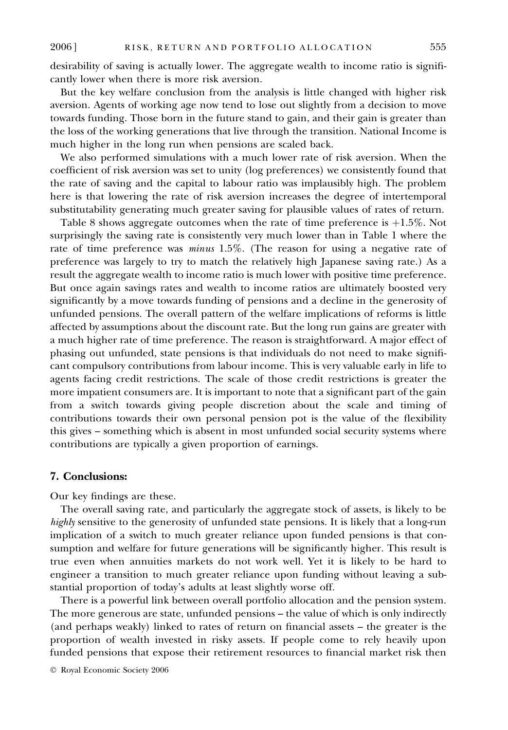desirability of saving is actually lower. The aggregate wealth to income ratio is significantly lower when there is more risk aversion.

But the key welfare conclusion from the analysis is little changed with higher risk aversion. Agents of working age now tend to lose out slightly from a decision to move towards funding. Those born in the future stand to gain, and their gain is greater than the loss of the working generations that live through the transition. National Income is much higher in the long run when pensions are scaled back.

We also performed simulations with a much lower rate of risk aversion. When the coefficient of risk aversion was set to unity (log preferences) we consistently found that the rate of saving and the capital to labour ratio was implausibly high. The problem here is that lowering the rate of risk aversion increases the degree of intertemporal substitutability generating much greater saving for plausible values of rates of return.

Table 8 shows aggregate outcomes when the rate of time preference is +1.5%. Not surprisingly the saving rate is consistently very much lower than in Table 1 where the rate of time preference was *minus* 1.5%. (The reason for using a negative rate of preference was largely to try to match the relatively high Japanese saving rate.) As a result the aggregate wealth to income ratio is much lower with positive time preference. But once again savings rates and wealth to income ratios are ultimately boosted very significantly by a move towards funding of pensions and a decline in the generosity of unfunded pensions. The overall pattern of the welfare implications of reforms is little affected by assumptions about the discount rate. But the long run gains are greater with a much higher rate of time preference. The reason is straightforward. A major effect of phasing out unfunded, state pensions is that individuals do not need to make significant compulsory contributions from labour income. This is very valuable early in life to agents facing credit restrictions. The scale of those credit restrictions is greater the more impatient consumers are. It is important to note that a significant part of the gain from a switch towards giving people discretion about the scale and timing of contributions towards their own personal pension pot is the value of the flexibility this gives – something which is absent in most unfunded social security systems where contributions are typically a given proportion of earnings.

## 7. Conclusions:

Our key findings are these.

The overall saving rate, and particularly the aggregate stock of assets, is likely to be *highly* sensitive to the generosity of unfunded state pensions. It is likely that a long-run implication of a switch to much greater reliance upon funded pensions is that consumption and welfare for future generations will be significantly higher. This result is true even when annuities markets do not work well. Yet it is likely to be hard to engineer a transition to much greater reliance upon funding without leaving a substantial proportion of today's adults at least slightly worse off.

There is a powerful link between overall portfolio allocation and the pension system. The more generous are state, unfunded pensions – the value of which is only indirectly (and perhaps weakly) linked to rates of return on financial assets – the greater is the proportion of wealth invested in risky assets. If people come to rely heavily upon funded pensions that expose their retirement resources to financial market risk then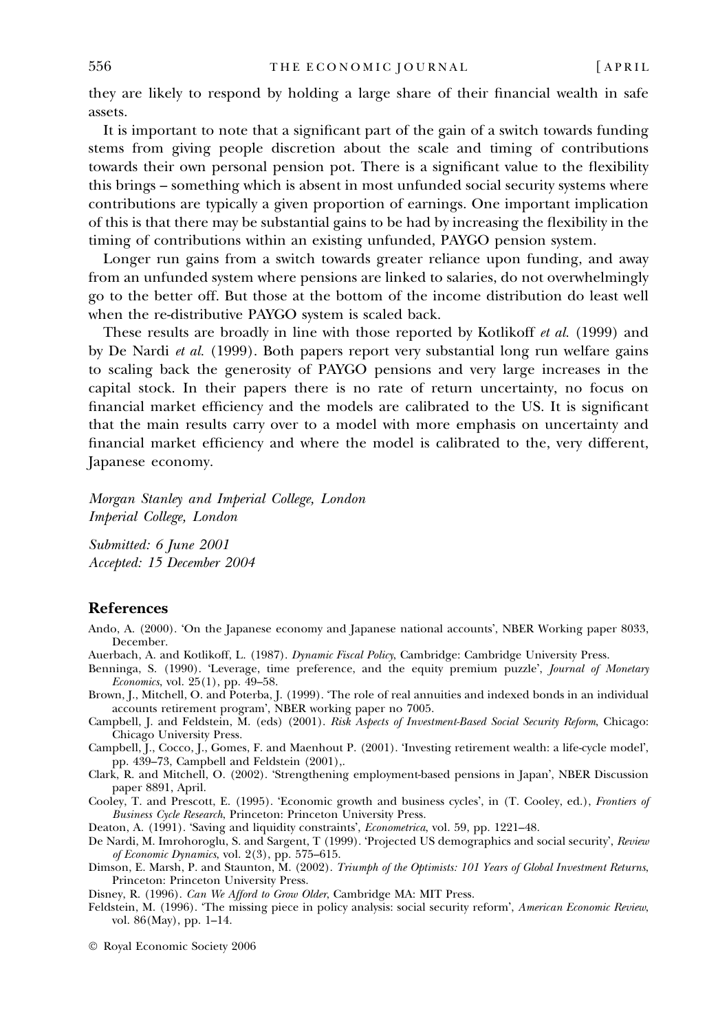they are likely to respond by holding a large share of their financial wealth in safe assets.

It is important to note that a significant part of the gain of a switch towards funding stems from giving people discretion about the scale and timing of contributions towards their own personal pension pot. There is a significant value to the flexibility this brings – something which is absent in most unfunded social security systems where contributions are typically a given proportion of earnings. One important implication of this is that there may be substantial gains to be had by increasing the flexibility in the timing of contributions within an existing unfunded, PAYGO pension system.

Longer run gains from a switch towards greater reliance upon funding, and away from an unfunded system where pensions are linked to salaries, do not overwhelmingly go to the better off. But those at the bottom of the income distribution do least well when the re-distributive PAYGO system is scaled back.

These results are broadly in line with those reported by Kotlikoff *et al.* (1999) and by De Nardi *et al.* (1999). Both papers report very substantial long run welfare gains to scaling back the generosity of PAYGO pensions and very large increases in the capital stock. In their papers there is no rate of return uncertainty, no focus on financial market efficiency and the models are calibrated to the US. It is significant that the main results carry over to a model with more emphasis on uncertainty and financial market efficiency and where the model is calibrated to the, very different, Japanese economy.

*Morgan Stanley and Imperial College, London*
*Imperial College, London*

*Submitted: 6 June 2001*
*Accepted: 15 December 2004*

## References

Ando, A. (2000). 'On the Japanese economy and Japanese national accounts', NBER Working paper 8033, December.

Auerbach, A. and Kotlikoff, L. (1987). *Dynamic Fiscal Policy*, Cambridge: Cambridge University Press.

Benninga, S. (1990). 'Leverage, time preference, and the equity premium puzzle', *Journal of Monetary Economics*, vol. 25(1), pp. 49–58.

Brown, J., Mitchell, O. and Poterba, J. (1999). 'The role of real annuities and indexed bonds in an individual accounts retirement program', NBER working paper no 7005.

Campbell, J. and Feldstein, M. (eds) (2001). *Risk Aspects of Investment-Based Social Security Reform*, Chicago: Chicago University Press.

Campbell, J., Cocco, J., Gomes, F. and Maenhout P. (2001). 'Investing retirement wealth: a life-cycle model', pp. 439–73, Campbell and Feldstein (2001),.

Clark, R. and Mitchell, O. (2002). 'Strengthening employment-based pensions in Japan', NBER Discussion paper 8891, April.

Cooley, T. and Prescott, E. (1995). 'Economic growth and business cycles', in (T. Cooley, ed.), *Frontiers of Business Cycle Research*, Princeton: Princeton University Press.

Deaton, A. (1991). 'Saving and liquidity constraints', *Econometrica*, vol. 59, pp. 1221–48.

De Nardi, M. Imrohoroglu, S. and Sargent, T (1999). 'Projected US demographics and social security', *Review of Economic Dynamics*, vol. 2(3), pp. 575–615.

Dimson, E. Marsh, P. and Staunton, M. (2002). *Triumph of the Optimists: 101 Years of Global Investment Returns*, Princeton: Princeton University Press.

Disney, R. (1996). *Can We Afford to Grow Older*, Cambridge MA: MIT Press.

Feldstein, M. (1996). 'The missing piece in policy analysis: social security reform', *American Economic Review*, vol. 86(May), pp. 1–14.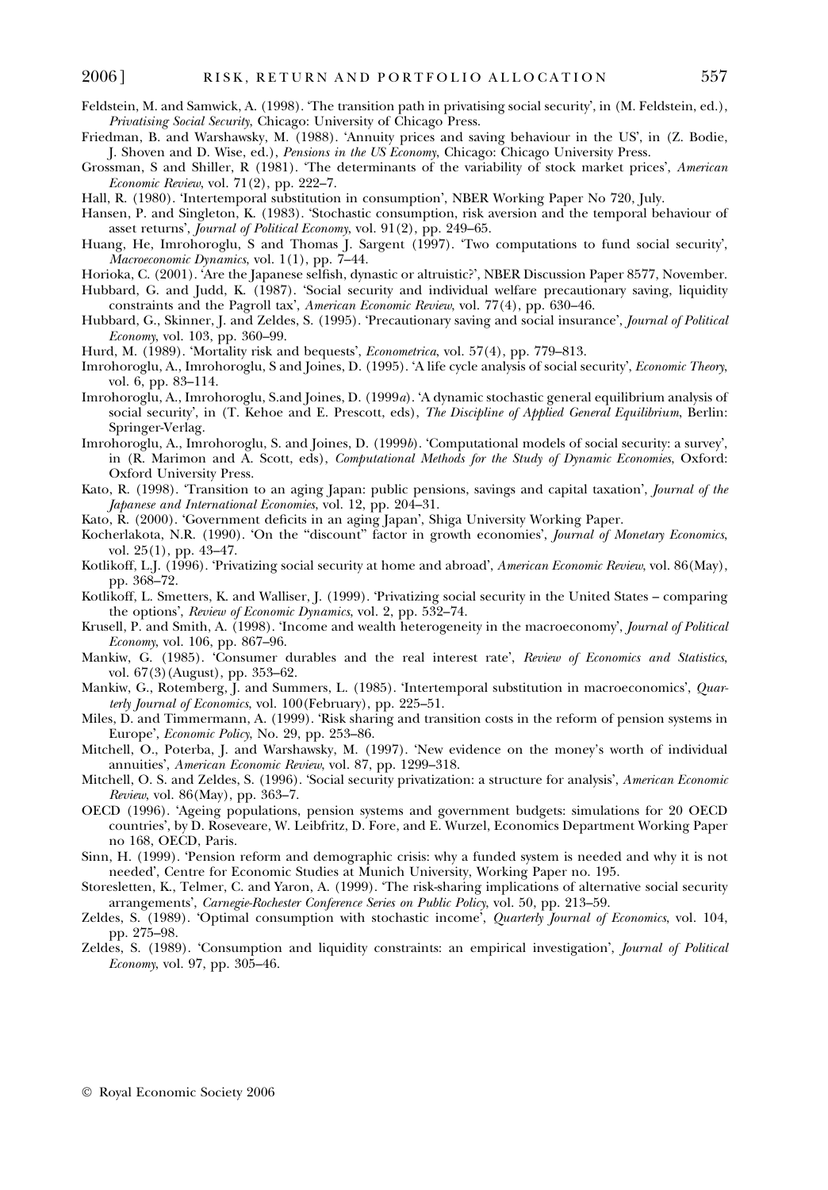Feldstein, M. and Samwick, A. (1998). 'The transition path in privatising social security', in (M. Feldstein, ed.), *Privatising Social Security*, Chicago: University of Chicago Press.

Friedman, B. and Warshawsky, M. (1988). 'Annuity prices and saving behaviour in the US', in (Z. Bodie, J. Shoven and D. Wise, ed.), *Pensions in the US Economy*, Chicago: Chicago University Press.

Grossman, S and Shiller, R (1981). 'The determinants of the variability of stock market prices', *American Economic Review*, vol. 71(2), pp. 222–7.

Hall, R. (1980). 'Intertemporal substitution in consumption', NBER Working Paper No 720, July.

Hansen, P. and Singleton, K. (1983). 'Stochastic consumption, risk aversion and the temporal behaviour of asset returns', *Journal of Political Economy*, vol. 91(2), pp. 249–65.

Huang, He, Imrohoroglu, S and Thomas J. Sargent (1997). 'Two computations to fund social security', *Macroeconomic Dynamics*, vol. 1(1), pp. 7–44.

Horioka, C. (2001). 'Are the Japanese selfish, dynastic or altruistic?', NBER Discussion Paper 8577, November.

Hubbard, G. and Judd, K. (1987). 'Social security and individual welfare precautionary saving, liquidity constraints and the Pagroll tax', *American Economic Review*, vol. 77(4), pp. 630–46.

Hubbard, G., Skinner, J. and Zeldes, S. (1995). 'Precautionary saving and social insurance', *Journal of Political Economy*, vol. 103, pp. 360–99.

Hurd, M. (1989). 'Mortality risk and bequests', *Econometrica*, vol. 57(4), pp. 779–813.

Imrohoroglu, A., Imrohoroglu, S and Joines, D. (1995). 'A life cycle analysis of social security', *Economic Theory*, vol. 6, pp. 83–114.

Imrohoroglu, A., Imrohoroglu, S.and Joines, D. (1999*a*). 'A dynamic stochastic general equilibrium analysis of social security', in (T. Kehoe and E. Prescott, eds), *The Discipline of Applied General Equilibrium*, Berlin: Springer-Verlag.

Imrohoroglu, A., Imrohoroglu, S. and Joines, D. (1999*b*). 'Computational models of social security: a survey', in (R. Marimon and A. Scott, eds), *Computational Methods for the Study of Dynamic Economies*, Oxford: Oxford University Press.

Kato, R. (1998). 'Transition to an aging Japan: public pensions, savings and capital taxation', *Journal of the Japanese and International Economies*, vol. 12, pp. 204–31.

Kato, R. (2000). 'Government deficits in an aging Japan', Shiga University Working Paper.

Kocherlakota, N.R. (1990). 'On the "discount" factor in growth economies', *Journal of Monetary Economics*, vol. 25(1), pp. 43–47.

Kotlikoff, L.J. (1996). 'Privatizing social security at home and abroad', *American Economic Review*, vol. 86(May), pp. 368–72.

Kotlikoff, L. Smetters, K. and Walliser, J. (1999). 'Privatizing social security in the United States – comparing the options', *Review of Economic Dynamics*, vol. 2, pp. 532–74.

Krusell, P. and Smith, A. (1998). 'Income and wealth heterogeneity in the macroeconomy', *Journal of Political Economy*, vol. 106, pp. 867–96.

Mankiw, G. (1985). 'Consumer durables and the real interest rate', *Review of Economics and Statistics*, vol. 67(3)(August), pp. 353–62.

Mankiw, G., Rotemberg, J. and Summers, L. (1985). 'Intertemporal substitution in macroeconomics', *Quarterly Journal of Economics*, vol. 100(February), pp. 225–51.

Miles, D. and Timmermann, A. (1999). 'Risk sharing and transition costs in the reform of pension systems in Europe', *Economic Policy*, No. 29, pp. 253–86.

Mitchell, O., Poterba, J. and Warshawsky, M. (1997). 'New evidence on the money's worth of individual annuities', *American Economic Review*, vol. 87, pp. 1299–318.

Mitchell, O. S. and Zeldes, S. (1996). 'Social security privatization: a structure for analysis', *American Economic Review*, vol. 86(May), pp. 363–7.

OECD (1996). 'Ageing populations, pension systems and government budgets: simulations for 20 OECD countries', by D. Roseveare, W. Leibfritz, D. Fore, and E. Wurzel, Economics Department Working Paper no 168, OECD, Paris.

Sinn, H. (1999). 'Pension reform and demographic crisis: why a funded system is needed and why it is not needed', Centre for Economic Studies at Munich University, Working Paper no. 195.

Storesletten, K., Telmer, C. and Yaron, A. (1999). 'The risk-sharing implications of alternative social security arrangements', *Carnegie-Rochester Conference Series on Public Policy*, vol. 50, pp. 213–59.

Zeldes, S. (1989). 'Optimal consumption with stochastic income', *Quarterly Journal of Economics*, vol. 104, pp. 275–98.

Zeldes, S. (1989). 'Consumption and liquidity constraints: an empirical investigation', *Journal of Political Economy*, vol. 97, pp. 305–46.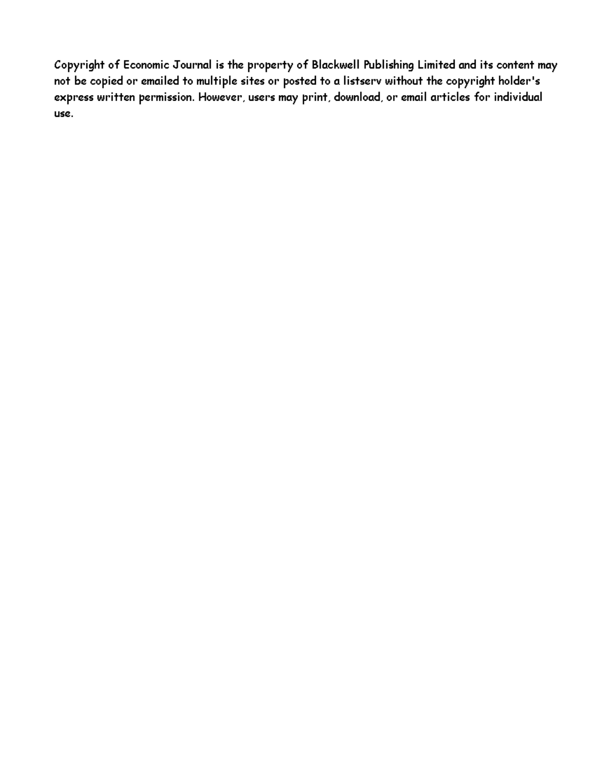Copyright of Economic Journal is the property of Blackwell Publishing Limited and its content may not be copied or emailed to multiple sites or posted to a listserv without the copyright holder's express written permission. However, users may print, download, or email articles for individual use.